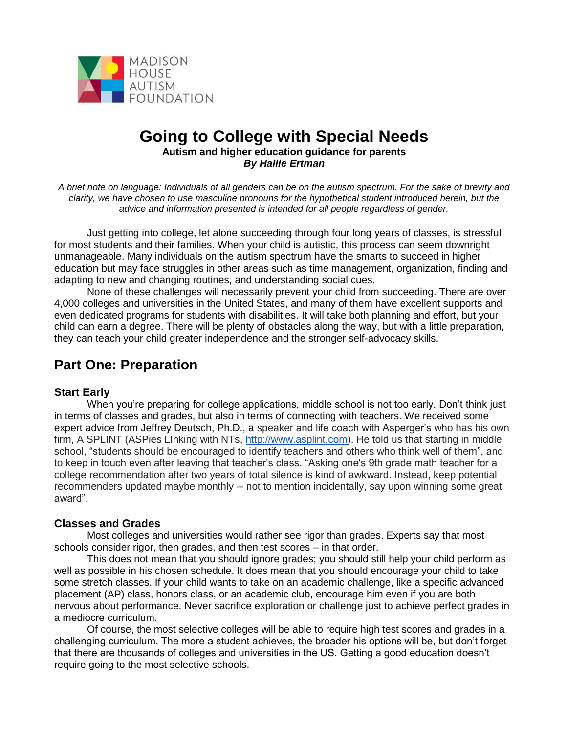MADISON HOUSE AUTISM FOUNDATION

# Going to College with Special Needs

**Autism and higher education guidance for parents**

***By Hallie Ertman***

*A brief note on language: Individuals of all genders can be on the autism spectrum. For the sake of brevity and clarity, we have chosen to use masculine pronouns for the hypothetical student introduced herein, but the advice and information presented is intended for all people regardless of gender.*

Just getting into college, let alone succeeding through four long years of classes, is stressful for most students and their families. When your child is autistic, this process can seem downright unmanageable. Many individuals on the autism spectrum have the smarts to succeed in higher education but may face struggles in other areas such as time management, organization, finding and adapting to new and changing routines, and understanding social cues.

None of these challenges will necessarily prevent your child from succeeding. There are over 4,000 colleges and universities in the United States, and many of them have excellent supports and even dedicated programs for students with disabilities. It will take both planning and effort, but your child can earn a degree. There will be plenty of obstacles along the way, but with a little preparation, they can teach your child greater independence and the stronger self-advocacy skills.

## Part One: Preparation

### Start Early

When you're preparing for college applications, middle school is not too early. Don't think just in terms of classes and grades, but also in terms of connecting with teachers. We received some expert advice from Jeffrey Deutsch, Ph.D., a speaker and life coach with Asperger's who has his own firm, A SPLINT (ASPies LInking with NTs, http://www.asplint.com). He told us that starting in middle school, "students should be encouraged to identify teachers and others who think well of them", and to keep in touch even after leaving that teacher's class. "Asking one's 9th grade math teacher for a college recommendation after two years of total silence is kind of awkward. Instead, keep potential recommenders updated maybe monthly -- not to mention incidentally, say upon winning some great award".

### Classes and Grades

Most colleges and universities would rather see rigor than grades. Experts say that most schools consider rigor, then grades, and then test scores – in that order.

This does not mean that you should ignore grades; you should still help your child perform as well as possible in his chosen schedule. It does mean that you should encourage your child to take some stretch classes. If your child wants to take on an academic challenge, like a specific advanced placement (AP) class, honors class, or an academic club, encourage him even if you are both nervous about performance. Never sacrifice exploration or challenge just to achieve perfect grades in a mediocre curriculum.

Of course, the most selective colleges will be able to require high test scores and grades in a challenging curriculum. The more a student achieves, the broader his options will be, but don't forget that there are thousands of colleges and universities in the US. Getting a good education doesn't require going to the most selective schools.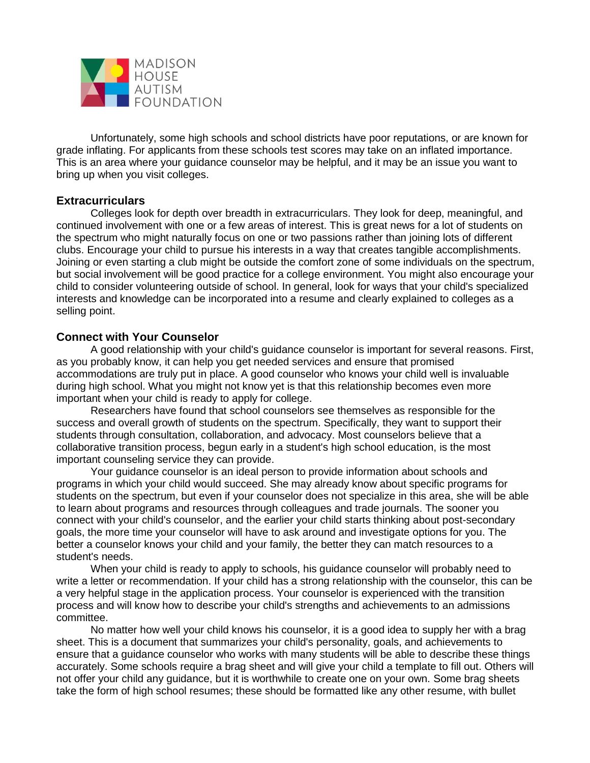Unfortunately, some high schools and school districts have poor reputations, or are known for grade inflating. For applicants from these schools test scores may take on an inflated importance. This is an area where your guidance counselor may be helpful, and it may be an issue you want to bring up when you visit colleges.

### Extracurriculars

Colleges look for depth over breadth in extracurriculars. They look for deep, meaningful, and continued involvement with one or a few areas of interest. This is great news for a lot of students on the spectrum who might naturally focus on one or two passions rather than joining lots of different clubs. Encourage your child to pursue his interests in a way that creates tangible accomplishments. Joining or even starting a club might be outside the comfort zone of some individuals on the spectrum, but social involvement will be good practice for a college environment. You might also encourage your child to consider volunteering outside of school. In general, look for ways that your child's specialized interests and knowledge can be incorporated into a resume and clearly explained to colleges as a selling point.

### Connect with Your Counselor

A good relationship with your child's guidance counselor is important for several reasons. First, as you probably know, it can help you get needed services and ensure that promised accommodations are truly put in place. A good counselor who knows your child well is invaluable during high school. What you might not know yet is that this relationship becomes even more important when your child is ready to apply for college.

Researchers have found that school counselors see themselves as responsible for the success and overall growth of students on the spectrum. Specifically, they want to support their students through consultation, collaboration, and advocacy. Most counselors believe that a collaborative transition process, begun early in a student's high school education, is the most important counseling service they can provide.

Your guidance counselor is an ideal person to provide information about schools and programs in which your child would succeed. She may already know about specific programs for students on the spectrum, but even if your counselor does not specialize in this area, she will be able to learn about programs and resources through colleagues and trade journals. The sooner you connect with your child's counselor, and the earlier your child starts thinking about post-secondary goals, the more time your counselor will have to ask around and investigate options for you. The better a counselor knows your child and your family, the better they can match resources to a student's needs.

When your child is ready to apply to schools, his guidance counselor will probably need to write a letter or recommendation. If your child has a strong relationship with the counselor, this can be a very helpful stage in the application process. Your counselor is experienced with the transition process and will know how to describe your child's strengths and achievements to an admissions committee.

No matter how well your child knows his counselor, it is a good idea to supply her with a brag sheet. This is a document that summarizes your child's personality, goals, and achievements to ensure that a guidance counselor who works with many students will be able to describe these things accurately. Some schools require a brag sheet and will give your child a template to fill out. Others will not offer your child any guidance, but it is worthwhile to create one on your own. Some brag sheets take the form of high school resumes; these should be formatted like any other resume, with bullet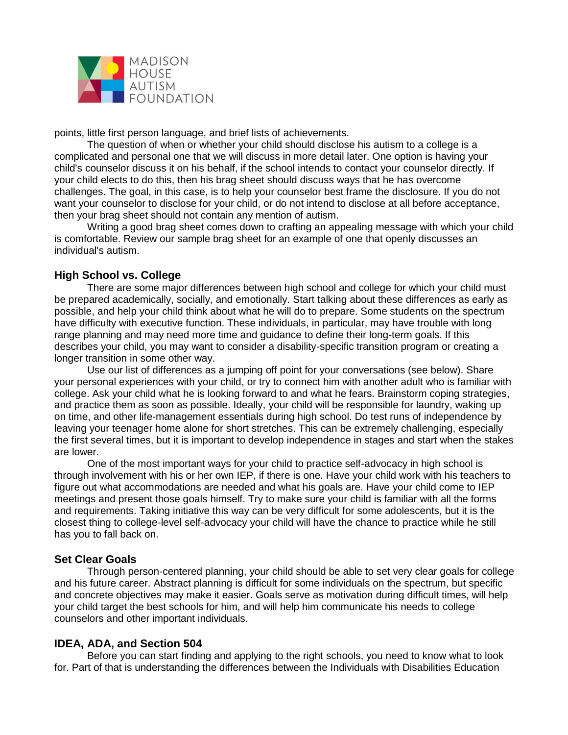points, little first person language, and brief lists of achievements.

The question of when or whether your child should disclose his autism to a college is a complicated and personal one that we will discuss in more detail later. One option is having your child's counselor discuss it on his behalf, if the school intends to contact your counselor directly. If your child elects to do this, then his brag sheet should discuss ways that he has overcome challenges. The goal, in this case, is to help your counselor best frame the disclosure. If you do not want your counselor to disclose for your child, or do not intend to disclose at all before acceptance, then your brag sheet should not contain any mention of autism.

Writing a good brag sheet comes down to crafting an appealing message with which your child is comfortable. Review our sample brag sheet for an example of one that openly discusses an individual's autism.

### High School vs. College

There are some major differences between high school and college for which your child must be prepared academically, socially, and emotionally. Start talking about these differences as early as possible, and help your child think about what he will do to prepare. Some students on the spectrum have difficulty with executive function. These individuals, in particular, may have trouble with long range planning and may need more time and guidance to define their long-term goals. If this describes your child, you may want to consider a disability-specific transition program or creating a longer transition in some other way.

Use our list of differences as a jumping off point for your conversations (see below). Share your personal experiences with your child, or try to connect him with another adult who is familiar with college. Ask your child what he is looking forward to and what he fears. Brainstorm coping strategies, and practice them as soon as possible. Ideally, your child will be responsible for laundry, waking up on time, and other life-management essentials during high school. Do test runs of independence by leaving your teenager home alone for short stretches. This can be extremely challenging, especially the first several times, but it is important to develop independence in stages and start when the stakes are lower.

One of the most important ways for your child to practice self-advocacy in high school is through involvement with his or her own IEP, if there is one. Have your child work with his teachers to figure out what accommodations are needed and what his goals are. Have your child come to IEP meetings and present those goals himself. Try to make sure your child is familiar with all the forms and requirements. Taking initiative this way can be very difficult for some adolescents, but it is the closest thing to college-level self-advocacy your child will have the chance to practice while he still has you to fall back on.

### Set Clear Goals

Through person-centered planning, your child should be able to set very clear goals for college and his future career. Abstract planning is difficult for some individuals on the spectrum, but specific and concrete objectives may make it easier. Goals serve as motivation during difficult times, will help your child target the best schools for him, and will help him communicate his needs to college counselors and other important individuals.

### IDEA, ADA, and Section 504

Before you can start finding and applying to the right schools, you need to know what to look for. Part of that is understanding the differences between the Individuals with Disabilities Education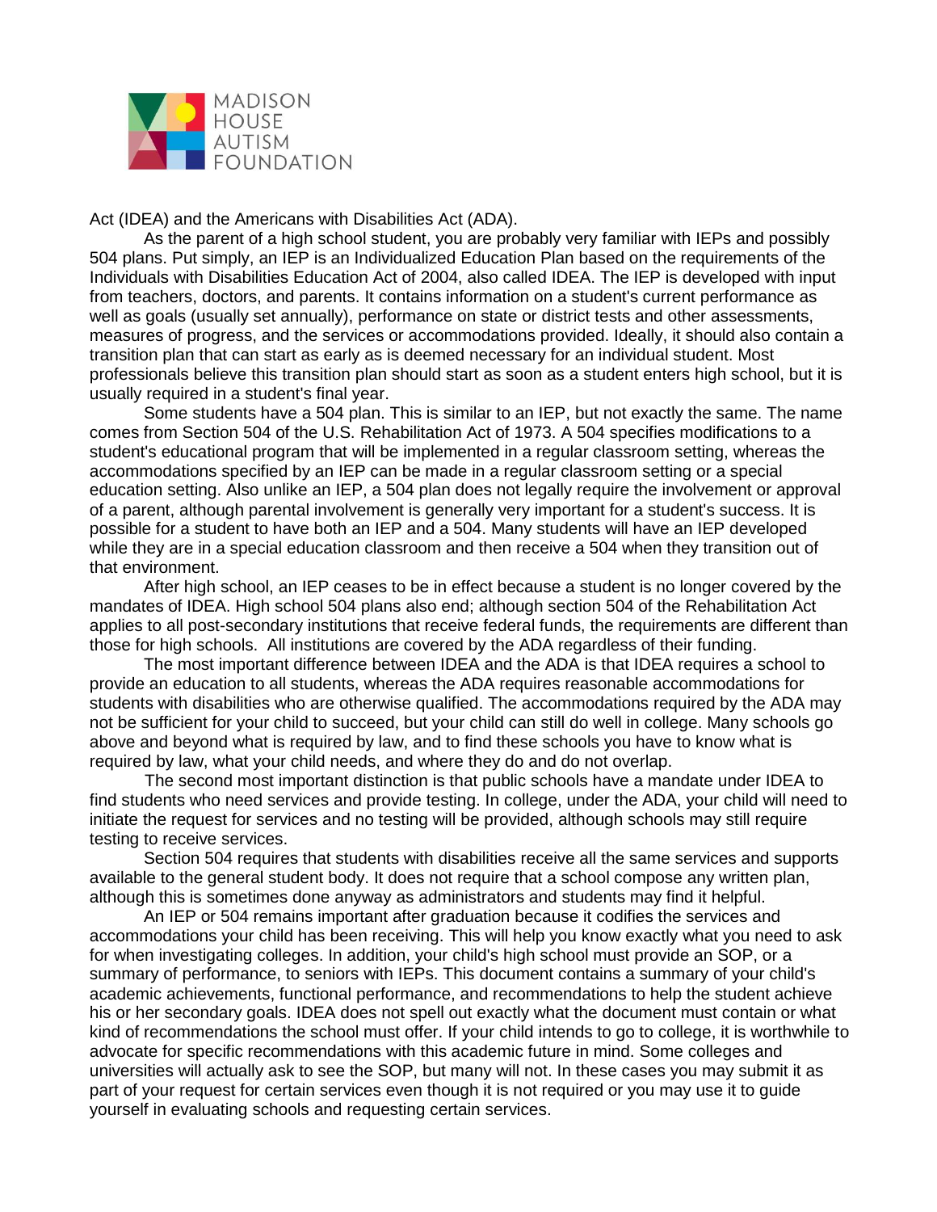Act (IDEA) and the Americans with Disabilities Act (ADA).

As the parent of a high school student, you are probably very familiar with IEPs and possibly 504 plans. Put simply, an IEP is an Individualized Education Plan based on the requirements of the Individuals with Disabilities Education Act of 2004, also called IDEA. The IEP is developed with input from teachers, doctors, and parents. It contains information on a student's current performance as well as goals (usually set annually), performance on state or district tests and other assessments, measures of progress, and the services or accommodations provided. Ideally, it should also contain a transition plan that can start as early as is deemed necessary for an individual student. Most professionals believe this transition plan should start as soon as a student enters high school, but it is usually required in a student's final year.

Some students have a 504 plan. This is similar to an IEP, but not exactly the same. The name comes from Section 504 of the U.S. Rehabilitation Act of 1973. A 504 specifies modifications to a student's educational program that will be implemented in a regular classroom setting, whereas the accommodations specified by an IEP can be made in a regular classroom setting or a special education setting. Also unlike an IEP, a 504 plan does not legally require the involvement or approval of a parent, although parental involvement is generally very important for a student's success. It is possible for a student to have both an IEP and a 504. Many students will have an IEP developed while they are in a special education classroom and then receive a 504 when they transition out of that environment.

After high school, an IEP ceases to be in effect because a student is no longer covered by the mandates of IDEA. High school 504 plans also end; although section 504 of the Rehabilitation Act applies to all post-secondary institutions that receive federal funds, the requirements are different than those for high schools. All institutions are covered by the ADA regardless of their funding.

The most important difference between IDEA and the ADA is that IDEA requires a school to provide an education to all students, whereas the ADA requires reasonable accommodations for students with disabilities who are otherwise qualified. The accommodations required by the ADA may not be sufficient for your child to succeed, but your child can still do well in college. Many schools go above and beyond what is required by law, and to find these schools you have to know what is required by law, what your child needs, and where they do and do not overlap.

The second most important distinction is that public schools have a mandate under IDEA to find students who need services and provide testing. In college, under the ADA, your child will need to initiate the request for services and no testing will be provided, although schools may still require testing to receive services.

Section 504 requires that students with disabilities receive all the same services and supports available to the general student body. It does not require that a school compose any written plan, although this is sometimes done anyway as administrators and students may find it helpful.

An IEP or 504 remains important after graduation because it codifies the services and accommodations your child has been receiving. This will help you know exactly what you need to ask for when investigating colleges. In addition, your child's high school must provide an SOP, or a summary of performance, to seniors with IEPs. This document contains a summary of your child's academic achievements, functional performance, and recommendations to help the student achieve his or her secondary goals. IDEA does not spell out exactly what the document must contain or what kind of recommendations the school must offer. If your child intends to go to college, it is worthwhile to advocate for specific recommendations with this academic future in mind. Some colleges and universities will actually ask to see the SOP, but many will not. In these cases you may submit it as part of your request for certain services even though it is not required or you may use it to guide yourself in evaluating schools and requesting certain services.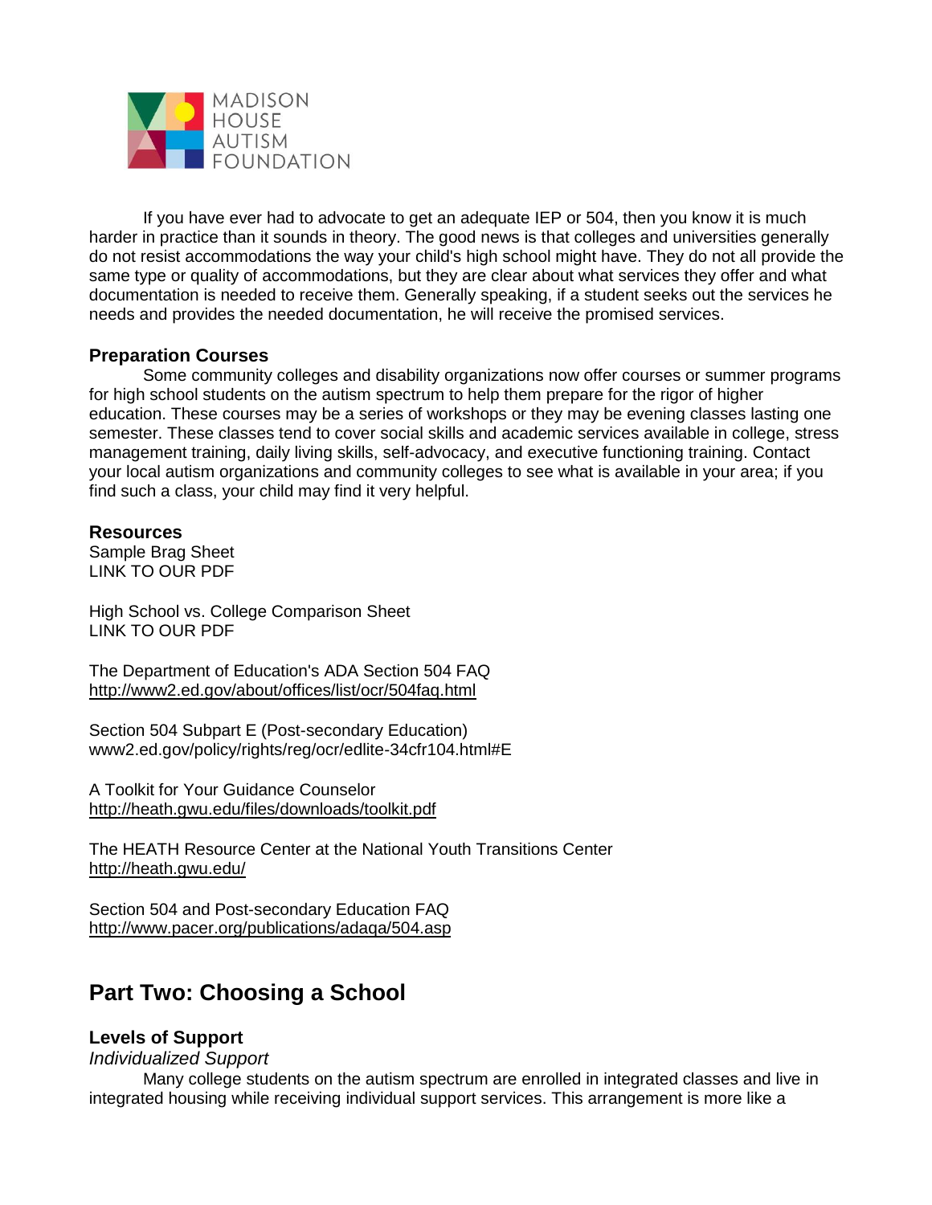If you have ever had to advocate to get an adequate IEP or 504, then you know it is much harder in practice than it sounds in theory. The good news is that colleges and universities generally do not resist accommodations the way your child's high school might have. They do not all provide the same type or quality of accommodations, but they are clear about what services they offer and what documentation is needed to receive them. Generally speaking, if a student seeks out the services he needs and provides the needed documentation, he will receive the promised services.

### Preparation Courses

Some community colleges and disability organizations now offer courses or summer programs for high school students on the autism spectrum to help them prepare for the rigor of higher education. These courses may be a series of workshops or they may be evening classes lasting one semester. These classes tend to cover social skills and academic services available in college, stress management training, daily living skills, self-advocacy, and executive functioning training. Contact your local autism organizations and community colleges to see what is available in your area; if you find such a class, your child may find it very helpful.

### Resources

Sample Brag Sheet
LINK TO OUR PDF

High School vs. College Comparison Sheet
LINK TO OUR PDF

The Department of Education's ADA Section 504 FAQ
http://www2.ed.gov/about/offices/list/ocr/504faq.html

Section 504 Subpart E (Post-secondary Education)
www2.ed.gov/policy/rights/reg/ocr/edlite-34cfr104.html#E

A Toolkit for Your Guidance Counselor
http://heath.gwu.edu/files/downloads/toolkit.pdf

The HEATH Resource Center at the National Youth Transitions Center
http://heath.gwu.edu/

Section 504 and Post-secondary Education FAQ
http://www.pacer.org/publications/adaqa/504.asp

## Part Two: Choosing a School

### Levels of Support

*Individualized Support*

Many college students on the autism spectrum are enrolled in integrated classes and live in integrated housing while receiving individual support services. This arrangement is more like a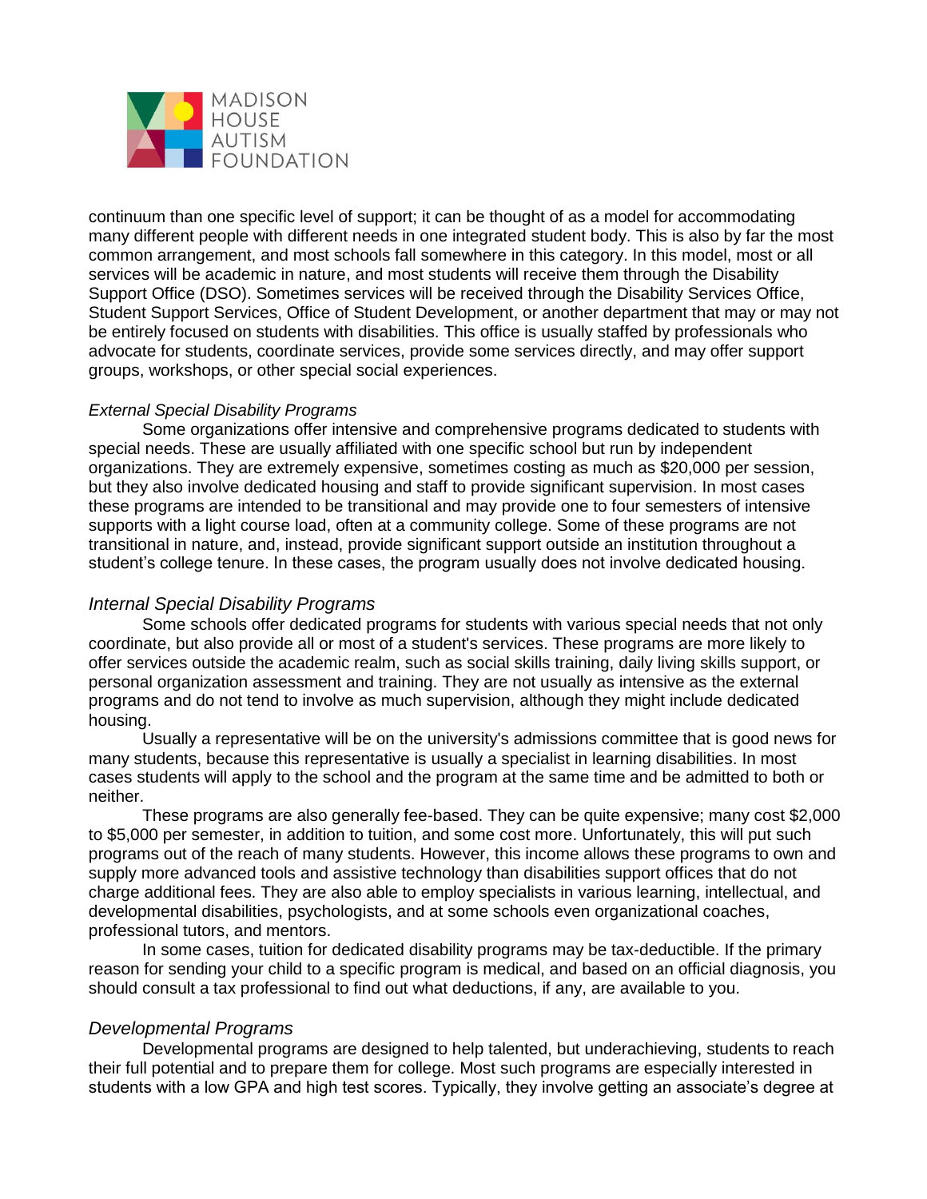continuum than one specific level of support; it can be thought of as a model for accommodating many different people with different needs in one integrated student body. This is also by far the most common arrangement, and most schools fall somewhere in this category. In this model, most or all services will be academic in nature, and most students will receive them through the Disability Support Office (DSO). Sometimes services will be received through the Disability Services Office, Student Support Services, Office of Student Development, or another department that may or may not be entirely focused on students with disabilities. This office is usually staffed by professionals who advocate for students, coordinate services, provide some services directly, and may offer support groups, workshops, or other special social experiences.

*External Special Disability Programs*

Some organizations offer intensive and comprehensive programs dedicated to students with special needs. These are usually affiliated with one specific school but run by independent organizations. They are extremely expensive, sometimes costing as much as $20,000 per session, but they also involve dedicated housing and staff to provide significant supervision. In most cases these programs are intended to be transitional and may provide one to four semesters of intensive supports with a light course load, often at a community college. Some of these programs are not transitional in nature, and, instead, provide significant support outside an institution throughout a student's college tenure. In these cases, the program usually does not involve dedicated housing.

### *Internal Special Disability Programs*

Some schools offer dedicated programs for students with various special needs that not only coordinate, but also provide all or most of a student's services. These programs are more likely to offer services outside the academic realm, such as social skills training, daily living skills support, or personal organization assessment and training. They are not usually as intensive as the external programs and do not tend to involve as much supervision, although they might include dedicated housing.

Usually a representative will be on the university's admissions committee that is good news for many students, because this representative is usually a specialist in learning disabilities. In most cases students will apply to the school and the program at the same time and be admitted to both or neither.

These programs are also generally fee-based. They can be quite expensive; many cost $2,000 to $5,000 per semester, in addition to tuition, and some cost more. Unfortunately, this will put such programs out of the reach of many students. However, this income allows these programs to own and supply more advanced tools and assistive technology than disabilities support offices that do not charge additional fees. They are also able to employ specialists in various learning, intellectual, and developmental disabilities, psychologists, and at some schools even organizational coaches, professional tutors, and mentors.

In some cases, tuition for dedicated disability programs may be tax-deductible. If the primary reason for sending your child to a specific program is medical, and based on an official diagnosis, you should consult a tax professional to find out what deductions, if any, are available to you.

### *Developmental Programs*

Developmental programs are designed to help talented, but underachieving, students to reach their full potential and to prepare them for college. Most such programs are especially interested in students with a low GPA and high test scores. Typically, they involve getting an associate's degree at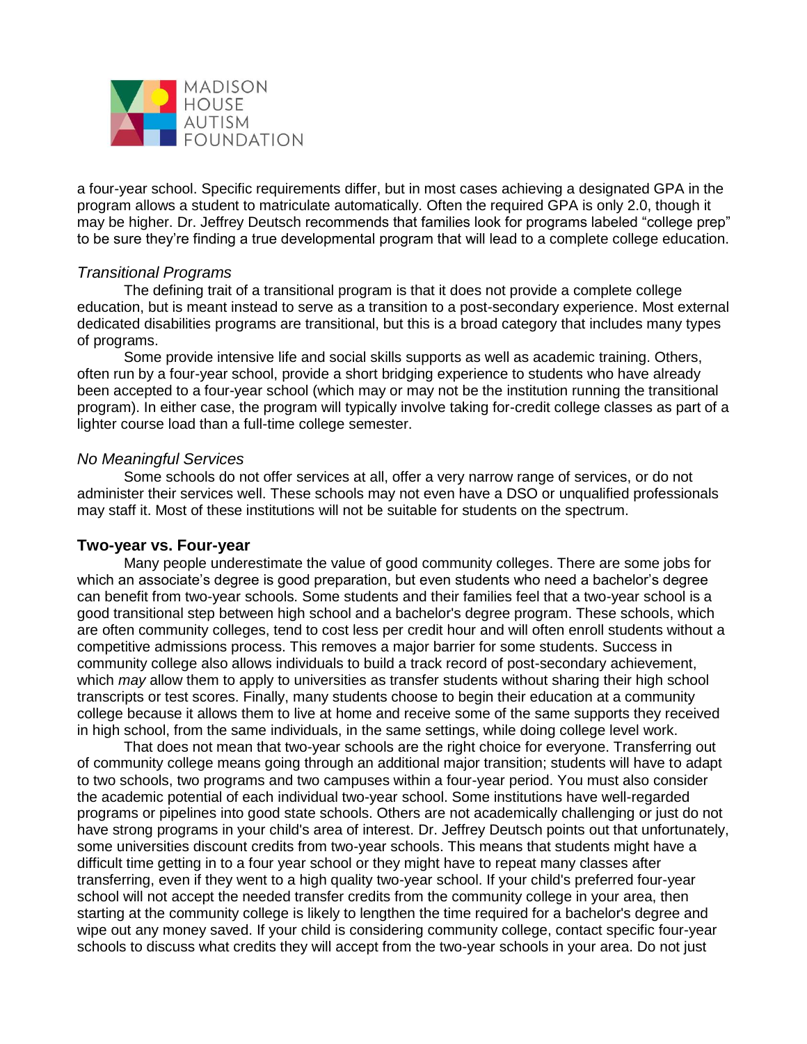a four-year school. Specific requirements differ, but in most cases achieving a designated GPA in the program allows a student to matriculate automatically. Often the required GPA is only 2.0, though it may be higher. Dr. Jeffrey Deutsch recommends that families look for programs labeled "college prep" to be sure they're finding a true developmental program that will lead to a complete college education.

### *Transitional Programs*

The defining trait of a transitional program is that it does not provide a complete college education, but is meant instead to serve as a transition to a post-secondary experience. Most external dedicated disabilities programs are transitional, but this is a broad category that includes many types of programs.

Some provide intensive life and social skills supports as well as academic training. Others, often run by a four-year school, provide a short bridging experience to students who have already been accepted to a four-year school (which may or may not be the institution running the transitional program). In either case, the program will typically involve taking for-credit college classes as part of a lighter course load than a full-time college semester.

### *No Meaningful Services*

Some schools do not offer services at all, offer a very narrow range of services, or do not administer their services well. These schools may not even have a DSO or unqualified professionals may staff it. Most of these institutions will not be suitable for students on the spectrum.

## **Two-year vs. Four-year**

Many people underestimate the value of good community colleges. There are some jobs for which an associate's degree is good preparation, but even students who need a bachelor's degree can benefit from two-year schools. Some students and their families feel that a two-year school is a good transitional step between high school and a bachelor's degree program. These schools, which are often community colleges, tend to cost less per credit hour and will often enroll students without a competitive admissions process. This removes a major barrier for some students. Success in community college also allows individuals to build a track record of post-secondary achievement, which *may* allow them to apply to universities as transfer students without sharing their high school transcripts or test scores. Finally, many students choose to begin their education at a community college because it allows them to live at home and receive some of the same supports they received in high school, from the same individuals, in the same settings, while doing college level work.

That does not mean that two-year schools are the right choice for everyone. Transferring out of community college means going through an additional major transition; students will have to adapt to two schools, two programs and two campuses within a four-year period. You must also consider the academic potential of each individual two-year school. Some institutions have well-regarded programs or pipelines into good state schools. Others are not academically challenging or just do not have strong programs in your child's area of interest. Dr. Jeffrey Deutsch points out that unfortunately, some universities discount credits from two-year schools. This means that students might have a difficult time getting in to a four year school or they might have to repeat many classes after transferring, even if they went to a high quality two-year school. If your child's preferred four-year school will not accept the needed transfer credits from the community college in your area, then starting at the community college is likely to lengthen the time required for a bachelor's degree and wipe out any money saved. If your child is considering community college, contact specific four-year schools to discuss what credits they will accept from the two-year schools in your area. Do not just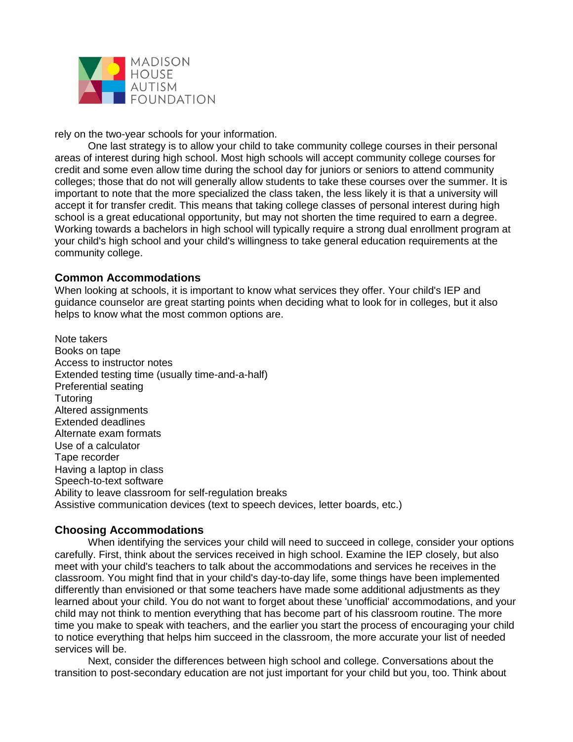rely on the two-year schools for your information.

One last strategy is to allow your child to take community college courses in their personal areas of interest during high school. Most high schools will accept community college courses for credit and some even allow time during the school day for juniors or seniors to attend community colleges; those that do not will generally allow students to take these courses over the summer. It is important to note that the more specialized the class taken, the less likely it is that a university will accept it for transfer credit. This means that taking college classes of personal interest during high school is a great educational opportunity, but may not shorten the time required to earn a degree. Working towards a bachelors in high school will typically require a strong dual enrollment program at your child's high school and your child's willingness to take general education requirements at the community college.

### Common Accommodations

When looking at schools, it is important to know what services they offer. Your child's IEP and guidance counselor are great starting points when deciding what to look for in colleges, but it also helps to know what the most common options are.

Note takers
Books on tape
Access to instructor notes
Extended testing time (usually time-and-a-half)
Preferential seating
Tutoring
Altered assignments
Extended deadlines
Alternate exam formats
Use of a calculator
Tape recorder
Having a laptop in class
Speech-to-text software
Ability to leave classroom for self-regulation breaks
Assistive communication devices (text to speech devices, letter boards, etc.)

### Choosing Accommodations

When identifying the services your child will need to succeed in college, consider your options carefully. First, think about the services received in high school. Examine the IEP closely, but also meet with your child's teachers to talk about the accommodations and services he receives in the classroom. You might find that in your child's day-to-day life, some things have been implemented differently than envisioned or that some teachers have made some additional adjustments as they learned about your child. You do not want to forget about these 'unofficial' accommodations, and your child may not think to mention everything that has become part of his classroom routine. The more time you make to speak with teachers, and the earlier you start the process of encouraging your child to notice everything that helps him succeed in the classroom, the more accurate your list of needed services will be.

Next, consider the differences between high school and college. Conversations about the transition to post-secondary education are not just important for your child but you, too. Think about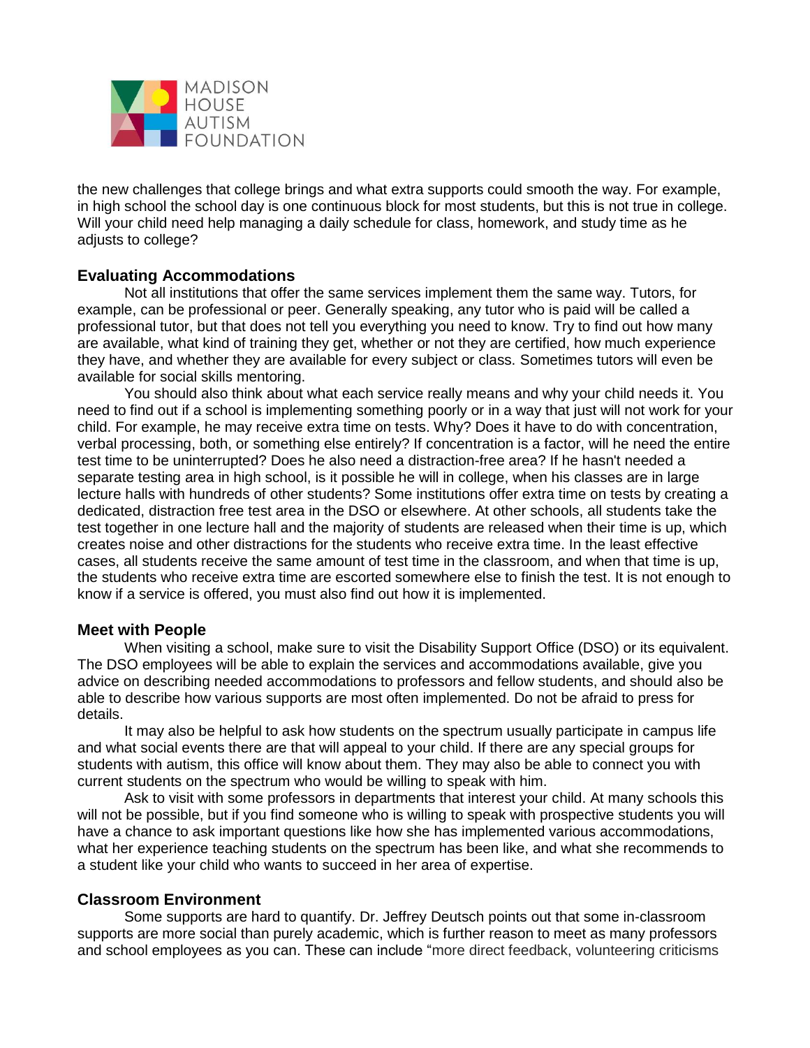the new challenges that college brings and what extra supports could smooth the way. For example, in high school the school day is one continuous block for most students, but this is not true in college. Will your child need help managing a daily schedule for class, homework, and study time as he adjusts to college?

### Evaluating Accommodations

Not all institutions that offer the same services implement them the same way. Tutors, for example, can be professional or peer. Generally speaking, any tutor who is paid will be called a professional tutor, but that does not tell you everything you need to know. Try to find out how many are available, what kind of training they get, whether or not they are certified, how much experience they have, and whether they are available for every subject or class. Sometimes tutors will even be available for social skills mentoring.

You should also think about what each service really means and why your child needs it. You need to find out if a school is implementing something poorly or in a way that just will not work for your child. For example, he may receive extra time on tests. Why? Does it have to do with concentration, verbal processing, both, or something else entirely? If concentration is a factor, will he need the entire test time to be uninterrupted? Does he also need a distraction-free area? If he hasn't needed a separate testing area in high school, is it possible he will in college, when his classes are in large lecture halls with hundreds of other students? Some institutions offer extra time on tests by creating a dedicated, distraction free test area in the DSO or elsewhere. At other schools, all students take the test together in one lecture hall and the majority of students are released when their time is up, which creates noise and other distractions for the students who receive extra time. In the least effective cases, all students receive the same amount of test time in the classroom, and when that time is up, the students who receive extra time are escorted somewhere else to finish the test. It is not enough to know if a service is offered, you must also find out how it is implemented.

### Meet with People

When visiting a school, make sure to visit the Disability Support Office (DSO) or its equivalent. The DSO employees will be able to explain the services and accommodations available, give you advice on describing needed accommodations to professors and fellow students, and should also be able to describe how various supports are most often implemented. Do not be afraid to press for details.

It may also be helpful to ask how students on the spectrum usually participate in campus life and what social events there are that will appeal to your child. If there are any special groups for students with autism, this office will know about them. They may also be able to connect you with current students on the spectrum who would be willing to speak with him.

Ask to visit with some professors in departments that interest your child. At many schools this will not be possible, but if you find someone who is willing to speak with prospective students you will have a chance to ask important questions like how she has implemented various accommodations, what her experience teaching students on the spectrum has been like, and what she recommends to a student like your child who wants to succeed in her area of expertise.

### Classroom Environment

Some supports are hard to quantify. Dr. Jeffrey Deutsch points out that some in-classroom supports are more social than purely academic, which is further reason to meet as many professors and school employees as you can. These can include "more direct feedback, volunteering criticisms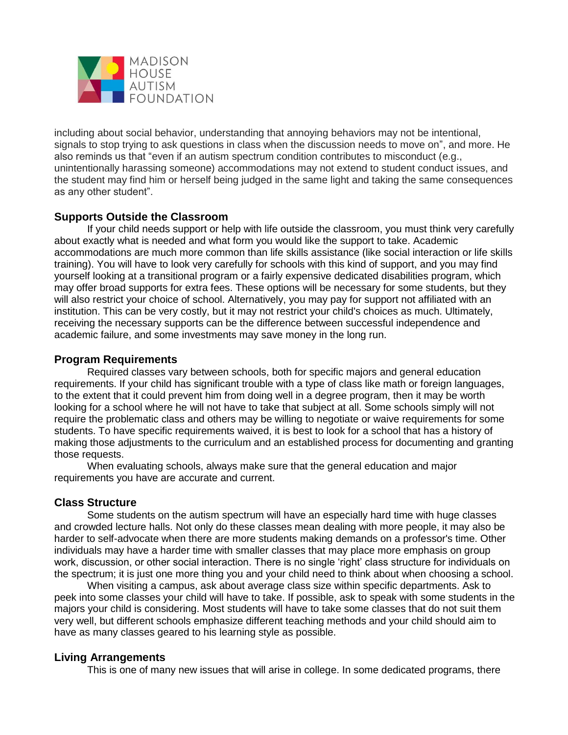including about social behavior, understanding that annoying behaviors may not be intentional, signals to stop trying to ask questions in class when the discussion needs to move on", and more. He also reminds us that "even if an autism spectrum condition contributes to misconduct (e.g., unintentionally harassing someone) accommodations may not extend to student conduct issues, and the student may find him or herself being judged in the same light and taking the same consequences as any other student".

## Supports Outside the Classroom

If your child needs support or help with life outside the classroom, you must think very carefully about exactly what is needed and what form you would like the support to take. Academic accommodations are much more common than life skills assistance (like social interaction or life skills training). You will have to look very carefully for schools with this kind of support, and you may find yourself looking at a transitional program or a fairly expensive dedicated disabilities program, which may offer broad supports for extra fees. These options will be necessary for some students, but they will also restrict your choice of school. Alternatively, you may pay for support not affiliated with an institution. This can be very costly, but it may not restrict your child's choices as much. Ultimately, receiving the necessary supports can be the difference between successful independence and academic failure, and some investments may save money in the long run.

## Program Requirements

Required classes vary between schools, both for specific majors and general education requirements. If your child has significant trouble with a type of class like math or foreign languages, to the extent that it could prevent him from doing well in a degree program, then it may be worth looking for a school where he will not have to take that subject at all. Some schools simply will not require the problematic class and others may be willing to negotiate or waive requirements for some students. To have specific requirements waived, it is best to look for a school that has a history of making those adjustments to the curriculum and an established process for documenting and granting those requests.

When evaluating schools, always make sure that the general education and major requirements you have are accurate and current.

## Class Structure

Some students on the autism spectrum will have an especially hard time with huge classes and crowded lecture halls. Not only do these classes mean dealing with more people, it may also be harder to self-advocate when there are more students making demands on a professor's time. Other individuals may have a harder time with smaller classes that may place more emphasis on group work, discussion, or other social interaction. There is no single 'right' class structure for individuals on the spectrum; it is just one more thing you and your child need to think about when choosing a school.

When visiting a campus, ask about average class size within specific departments. Ask to peek into some classes your child will have to take. If possible, ask to speak with some students in the majors your child is considering. Most students will have to take some classes that do not suit them very well, but different schools emphasize different teaching methods and your child should aim to have as many classes geared to his learning style as possible.

## Living Arrangements

This is one of many new issues that will arise in college. In some dedicated programs, there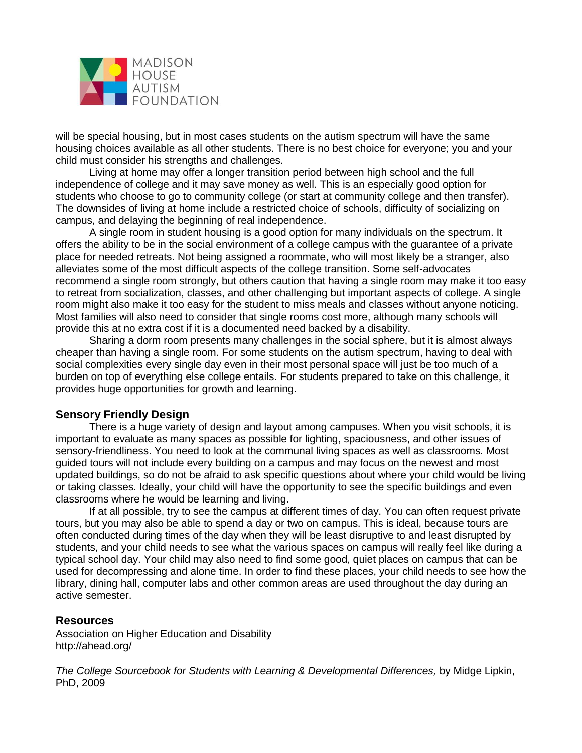will be special housing, but in most cases students on the autism spectrum will have the same housing choices available as all other students. There is no best choice for everyone; you and your child must consider his strengths and challenges.

Living at home may offer a longer transition period between high school and the full independence of college and it may save money as well. This is an especially good option for students who choose to go to community college (or start at community college and then transfer). The downsides of living at home include a restricted choice of schools, difficulty of socializing on campus, and delaying the beginning of real independence.

A single room in student housing is a good option for many individuals on the spectrum. It offers the ability to be in the social environment of a college campus with the guarantee of a private place for needed retreats. Not being assigned a roommate, who will most likely be a stranger, also alleviates some of the most difficult aspects of the college transition. Some self-advocates recommend a single room strongly, but others caution that having a single room may make it too easy to retreat from socialization, classes, and other challenging but important aspects of college. A single room might also make it too easy for the student to miss meals and classes without anyone noticing. Most families will also need to consider that single rooms cost more, although many schools will provide this at no extra cost if it is a documented need backed by a disability.

Sharing a dorm room presents many challenges in the social sphere, but it is almost always cheaper than having a single room. For some students on the autism spectrum, having to deal with social complexities every single day even in their most personal space will just be too much of a burden on top of everything else college entails. For students prepared to take on this challenge, it provides huge opportunities for growth and learning.

### Sensory Friendly Design

There is a huge variety of design and layout among campuses. When you visit schools, it is important to evaluate as many spaces as possible for lighting, spaciousness, and other issues of sensory-friendliness. You need to look at the communal living spaces as well as classrooms. Most guided tours will not include every building on a campus and may focus on the newest and most updated buildings, so do not be afraid to ask specific questions about where your child would be living or taking classes. Ideally, your child will have the opportunity to see the specific buildings and even classrooms where he would be learning and living.

If at all possible, try to see the campus at different times of day. You can often request private tours, but you may also be able to spend a day or two on campus. This is ideal, because tours are often conducted during times of the day when they will be least disruptive to and least disrupted by students, and your child needs to see what the various spaces on campus will really feel like during a typical school day. Your child may also need to find some good, quiet places on campus that can be used for decompressing and alone time. In order to find these places, your child needs to see how the library, dining hall, computer labs and other common areas are used throughout the day during an active semester.

### Resources

Association on Higher Education and Disability
http://ahead.org/

*The College Sourcebook for Students with Learning & Developmental Differences,* by Midge Lipkin, PhD, 2009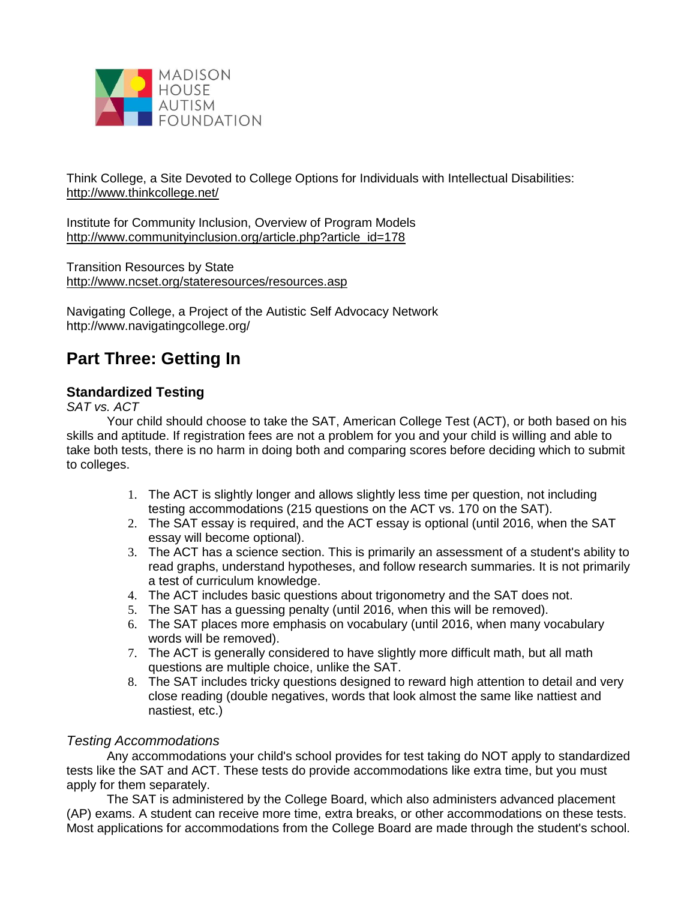Think College, a Site Devoted to College Options for Individuals with Intellectual Disabilities: http://www.thinkcollege.net/

Institute for Community Inclusion, Overview of Program Models
http://www.communityinclusion.org/article.php?article_id=178

Transition Resources by State
http://www.ncset.org/stateresources/resources.asp

Navigating College, a Project of the Autistic Self Advocacy Network
http://www.navigatingcollege.org/

## Part Three: Getting In

### Standardized Testing

*SAT vs. ACT*

Your child should choose to take the SAT, American College Test (ACT), or both based on his skills and aptitude. If registration fees are not a problem for you and your child is willing and able to take both tests, there is no harm in doing both and comparing scores before deciding which to submit to colleges.

1. The ACT is slightly longer and allows slightly less time per question, not including testing accommodations (215 questions on the ACT vs. 170 on the SAT).
2. The SAT essay is required, and the ACT essay is optional (until 2016, when the SAT essay will become optional).
3. The ACT has a science section. This is primarily an assessment of a student's ability to read graphs, understand hypotheses, and follow research summaries. It is not primarily a test of curriculum knowledge.
4. The ACT includes basic questions about trigonometry and the SAT does not.
5. The SAT has a guessing penalty (until 2016, when this will be removed).
6. The SAT places more emphasis on vocabulary (until 2016, when many vocabulary words will be removed).
7. The ACT is generally considered to have slightly more difficult math, but all math questions are multiple choice, unlike the SAT.
8. The SAT includes tricky questions designed to reward high attention to detail and very close reading (double negatives, words that look almost the same like nattiest and nastiest, etc.)

*Testing Accommodations*

Any accommodations your child's school provides for test taking do NOT apply to standardized tests like the SAT and ACT. These tests do provide accommodations like extra time, but you must apply for them separately.

The SAT is administered by the College Board, which also administers advanced placement (AP) exams. A student can receive more time, extra breaks, or other accommodations on these tests. Most applications for accommodations from the College Board are made through the student's school.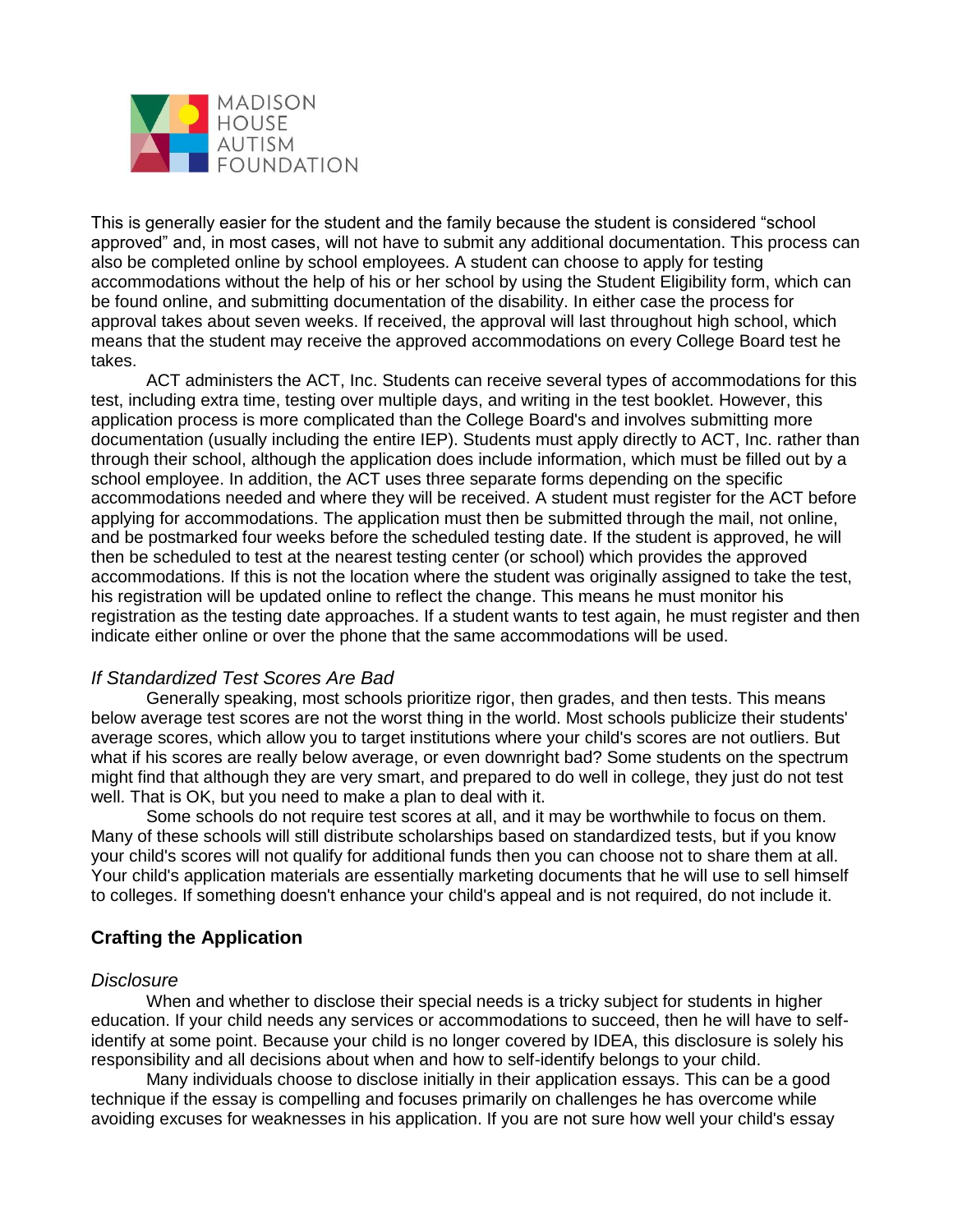This is generally easier for the student and the family because the student is considered "school approved" and, in most cases, will not have to submit any additional documentation. This process can also be completed online by school employees. A student can choose to apply for testing accommodations without the help of his or her school by using the Student Eligibility form, which can be found online, and submitting documentation of the disability. In either case the process for approval takes about seven weeks. If received, the approval will last throughout high school, which means that the student may receive the approved accommodations on every College Board test he takes.

ACT administers the ACT, Inc. Students can receive several types of accommodations for this test, including extra time, testing over multiple days, and writing in the test booklet. However, this application process is more complicated than the College Board's and involves submitting more documentation (usually including the entire IEP). Students must apply directly to ACT, Inc. rather than through their school, although the application does include information, which must be filled out by a school employee. In addition, the ACT uses three separate forms depending on the specific accommodations needed and where they will be received. A student must register for the ACT before applying for accommodations. The application must then be submitted through the mail, not online, and be postmarked four weeks before the scheduled testing date. If the student is approved, he will then be scheduled to test at the nearest testing center (or school) which provides the approved accommodations. If this is not the location where the student was originally assigned to take the test, his registration will be updated online to reflect the change. This means he must monitor his registration as the testing date approaches. If a student wants to test again, he must register and then indicate either online or over the phone that the same accommodations will be used.

### *If Standardized Test Scores Are Bad*

Generally speaking, most schools prioritize rigor, then grades, and then tests. This means below average test scores are not the worst thing in the world. Most schools publicize their students' average scores, which allow you to target institutions where your child's scores are not outliers. But what if his scores are really below average, or even downright bad? Some students on the spectrum might find that although they are very smart, and prepared to do well in college, they just do not test well. That is OK, but you need to make a plan to deal with it.

Some schools do not require test scores at all, and it may be worthwhile to focus on them. Many of these schools will still distribute scholarships based on standardized tests, but if you know your child's scores will not qualify for additional funds then you can choose not to share them at all. Your child's application materials are essentially marketing documents that he will use to sell himself to colleges. If something doesn't enhance your child's appeal and is not required, do not include it.

## **Crafting the Application**

### *Disclosure*

When and whether to disclose their special needs is a tricky subject for students in higher education. If your child needs any services or accommodations to succeed, then he will have to self-identify at some point. Because your child is no longer covered by IDEA, this disclosure is solely his responsibility and all decisions about when and how to self-identify belongs to your child.

Many individuals choose to disclose initially in their application essays. This can be a good technique if the essay is compelling and focuses primarily on challenges he has overcome while avoiding excuses for weaknesses in his application. If you are not sure how well your child's essay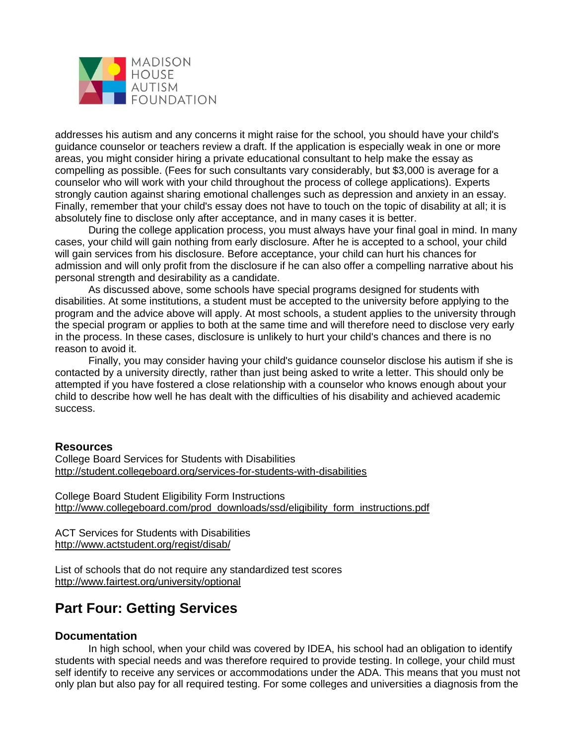addresses his autism and any concerns it might raise for the school, you should have your child's guidance counselor or teachers review a draft. If the application is especially weak in one or more areas, you might consider hiring a private educational consultant to help make the essay as compelling as possible. (Fees for such consultants vary considerably, but $3,000 is average for a counselor who will work with your child throughout the process of college applications). Experts strongly caution against sharing emotional challenges such as depression and anxiety in an essay. Finally, remember that your child's essay does not have to touch on the topic of disability at all; it is absolutely fine to disclose only after acceptance, and in many cases it is better.

During the college application process, you must always have your final goal in mind. In many cases, your child will gain nothing from early disclosure. After he is accepted to a school, your child will gain services from his disclosure. Before acceptance, your child can hurt his chances for admission and will only profit from the disclosure if he can also offer a compelling narrative about his personal strength and desirability as a candidate.

As discussed above, some schools have special programs designed for students with disabilities. At some institutions, a student must be accepted to the university before applying to the program and the advice above will apply. At most schools, a student applies to the university through the special program or applies to both at the same time and will therefore need to disclose very early in the process. In these cases, disclosure is unlikely to hurt your child's chances and there is no reason to avoid it.

Finally, you may consider having your child's guidance counselor disclose his autism if she is contacted by a university directly, rather than just being asked to write a letter. This should only be attempted if you have fostered a close relationship with a counselor who knows enough about your child to describe how well he has dealt with the difficulties of his disability and achieved academic success.

### Resources

College Board Services for Students with Disabilities
http://student.collegeboard.org/services-for-students-with-disabilities

College Board Student Eligibility Form Instructions
http://www.collegeboard.com/prod_downloads/ssd/eligibility_form_instructions.pdf

ACT Services for Students with Disabilities
http://www.actstudent.org/regist/disab/

List of schools that do not require any standardized test scores
http://www.fairtest.org/university/optional

## Part Four: Getting Services

### Documentation

In high school, when your child was covered by IDEA, his school had an obligation to identify students with special needs and was therefore required to provide testing. In college, your child must self identify to receive any services or accommodations under the ADA. This means that you must not only plan but also pay for all required testing. For some colleges and universities a diagnosis from the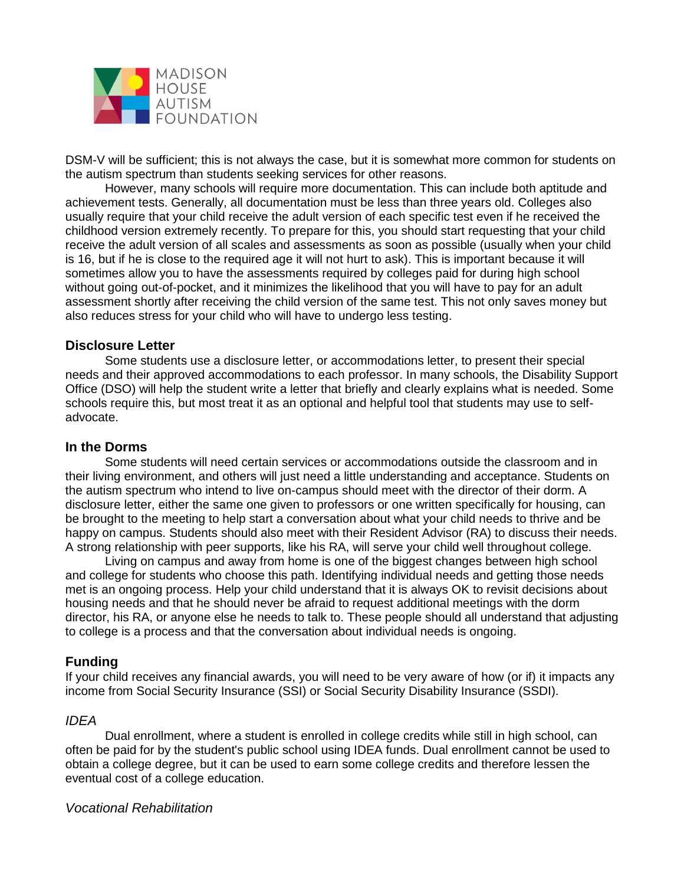DSM-V will be sufficient; this is not always the case, but it is somewhat more common for students on the autism spectrum than students seeking services for other reasons.

However, many schools will require more documentation. This can include both aptitude and achievement tests. Generally, all documentation must be less than three years old. Colleges also usually require that your child receive the adult version of each specific test even if he received the childhood version extremely recently. To prepare for this, you should start requesting that your child receive the adult version of all scales and assessments as soon as possible (usually when your child is 16, but if he is close to the required age it will not hurt to ask). This is important because it will sometimes allow you to have the assessments required by colleges paid for during high school without going out-of-pocket, and it minimizes the likelihood that you will have to pay for an adult assessment shortly after receiving the child version of the same test. This not only saves money but also reduces stress for your child who will have to undergo less testing.

### Disclosure Letter

Some students use a disclosure letter, or accommodations letter, to present their special needs and their approved accommodations to each professor. In many schools, the Disability Support Office (DSO) will help the student write a letter that briefly and clearly explains what is needed. Some schools require this, but most treat it as an optional and helpful tool that students may use to self-advocate.

### In the Dorms

Some students will need certain services or accommodations outside the classroom and in their living environment, and others will just need a little understanding and acceptance. Students on the autism spectrum who intend to live on-campus should meet with the director of their dorm. A disclosure letter, either the same one given to professors or one written specifically for housing, can be brought to the meeting to help start a conversation about what your child needs to thrive and be happy on campus. Students should also meet with their Resident Advisor (RA) to discuss their needs. A strong relationship with peer supports, like his RA, will serve your child well throughout college.

Living on campus and away from home is one of the biggest changes between high school and college for students who choose this path. Identifying individual needs and getting those needs met is an ongoing process. Help your child understand that it is always OK to revisit decisions about housing needs and that he should never be afraid to request additional meetings with the dorm director, his RA, or anyone else he needs to talk to. These people should all understand that adjusting to college is a process and that the conversation about individual needs is ongoing.

### Funding

If your child receives any financial awards, you will need to be very aware of how (or if) it impacts any income from Social Security Insurance (SSI) or Social Security Disability Insurance (SSDI).

#### *IDEA*

Dual enrollment, where a student is enrolled in college credits while still in high school, can often be paid for by the student's public school using IDEA funds. Dual enrollment cannot be used to obtain a college degree, but it can be used to earn some college credits and therefore lessen the eventual cost of a college education.

#### *Vocational Rehabilitation*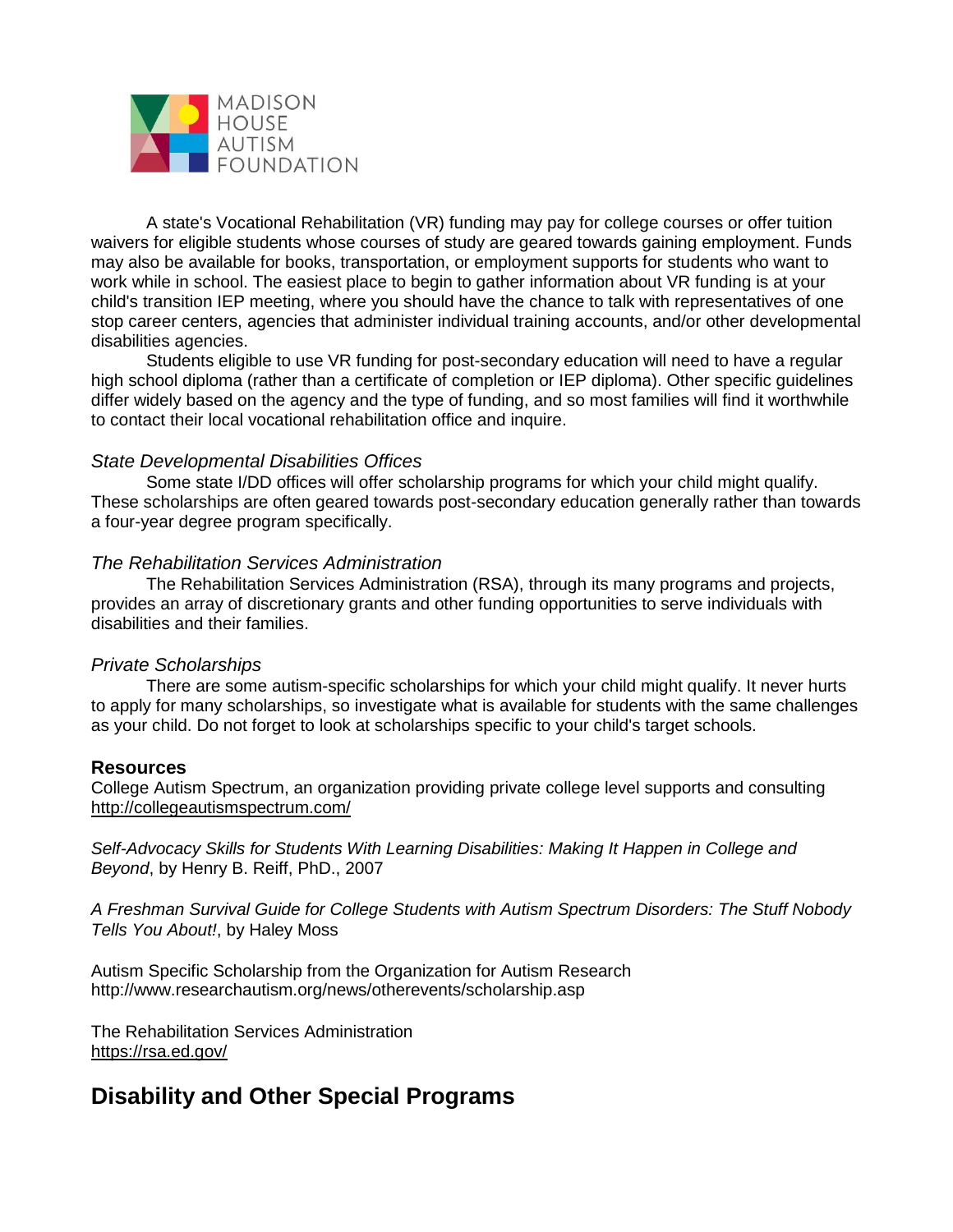A state's Vocational Rehabilitation (VR) funding may pay for college courses or offer tuition waivers for eligible students whose courses of study are geared towards gaining employment. Funds may also be available for books, transportation, or employment supports for students who want to work while in school. The easiest place to begin to gather information about VR funding is at your child's transition IEP meeting, where you should have the chance to talk with representatives of one stop career centers, agencies that administer individual training accounts, and/or other developmental disabilities agencies.

Students eligible to use VR funding for post-secondary education will need to have a regular high school diploma (rather than a certificate of completion or IEP diploma). Other specific guidelines differ widely based on the agency and the type of funding, and so most families will find it worthwhile to contact their local vocational rehabilitation office and inquire.

*State Developmental Disabilities Offices*

Some state I/DD offices will offer scholarship programs for which your child might qualify. These scholarships are often geared towards post-secondary education generally rather than towards a four-year degree program specifically.

*The Rehabilitation Services Administration*

The Rehabilitation Services Administration (RSA), through its many programs and projects, provides an array of discretionary grants and other funding opportunities to serve individuals with disabilities and their families.

*Private Scholarships*

There are some autism-specific scholarships for which your child might qualify. It never hurts to apply for many scholarships, so investigate what is available for students with the same challenges as your child. Do not forget to look at scholarships specific to your child's target schools.

**Resources**

College Autism Spectrum, an organization providing private college level supports and consulting
http://collegeautismspectrum.com/

*Self-Advocacy Skills for Students With Learning Disabilities: Making It Happen in College and Beyond*, by Henry B. Reiff, PhD., 2007

*A Freshman Survival Guide for College Students with Autism Spectrum Disorders: The Stuff Nobody Tells You About!*, by Haley Moss

Autism Specific Scholarship from the Organization for Autism Research
http://www.researchautism.org/news/otherevents/scholarship.asp

The Rehabilitation Services Administration
https://rsa.ed.gov/

## Disability and Other Special Programs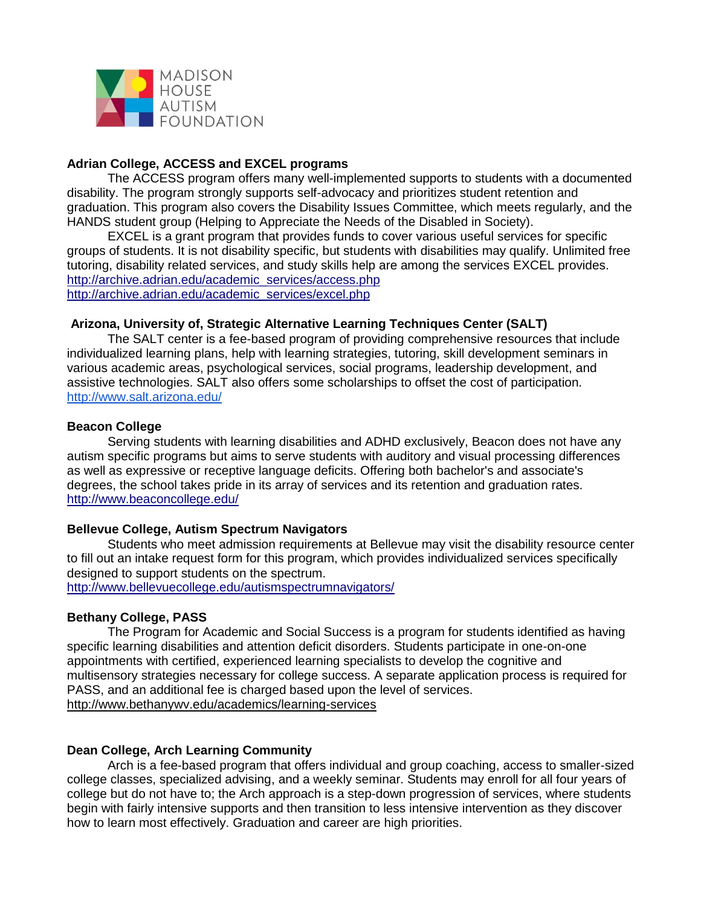MADISON HOUSE AUTISM FOUNDATION

**Adrian College, ACCESS and EXCEL programs**

The ACCESS program offers many well-implemented supports to students with a documented disability. The program strongly supports self-advocacy and prioritizes student retention and graduation. This program also covers the Disability Issues Committee, which meets regularly, and the HANDS student group (Helping to Appreciate the Needs of the Disabled in Society).

EXCEL is a grant program that provides funds to cover various useful services for specific groups of students. It is not disability specific, but students with disabilities may qualify. Unlimited free tutoring, disability related services, and study skills help are among the services EXCEL provides.
http://archive.adrian.edu/academic_services/access.php
http://archive.adrian.edu/academic_services/excel.php

**Arizona, University of, Strategic Alternative Learning Techniques Center (SALT)**

The SALT center is a fee-based program of providing comprehensive resources that include individualized learning plans, help with learning strategies, tutoring, skill development seminars in various academic areas, psychological services, social programs, leadership development, and assistive technologies. SALT also offers some scholarships to offset the cost of participation.
http://www.salt.arizona.edu/

**Beacon College**

Serving students with learning disabilities and ADHD exclusively, Beacon does not have any autism specific programs but aims to serve students with auditory and visual processing differences as well as expressive or receptive language deficits. Offering both bachelor's and associate's degrees, the school takes pride in its array of services and its retention and graduation rates.
http://www.beaconcollege.edu/

**Bellevue College, Autism Spectrum Navigators**

Students who meet admission requirements at Bellevue may visit the disability resource center to fill out an intake request form for this program, which provides individualized services specifically designed to support students on the spectrum.
http://www.bellevuecollege.edu/autismspectrumnavigators/

**Bethany College, PASS**

The Program for Academic and Social Success is a program for students identified as having specific learning disabilities and attention deficit disorders. Students participate in one-on-one appointments with certified, experienced learning specialists to develop the cognitive and multisensory strategies necessary for college success. A separate application process is required for PASS, and an additional fee is charged based upon the level of services.
http://www.bethanywv.edu/academics/learning-services

**Dean College, Arch Learning Community**

Arch is a fee-based program that offers individual and group coaching, access to smaller-sized college classes, specialized advising, and a weekly seminar. Students may enroll for all four years of college but do not have to; the Arch approach is a step-down progression of services, where students begin with fairly intensive supports and then transition to less intensive intervention as they discover how to learn most effectively. Graduation and career are high priorities.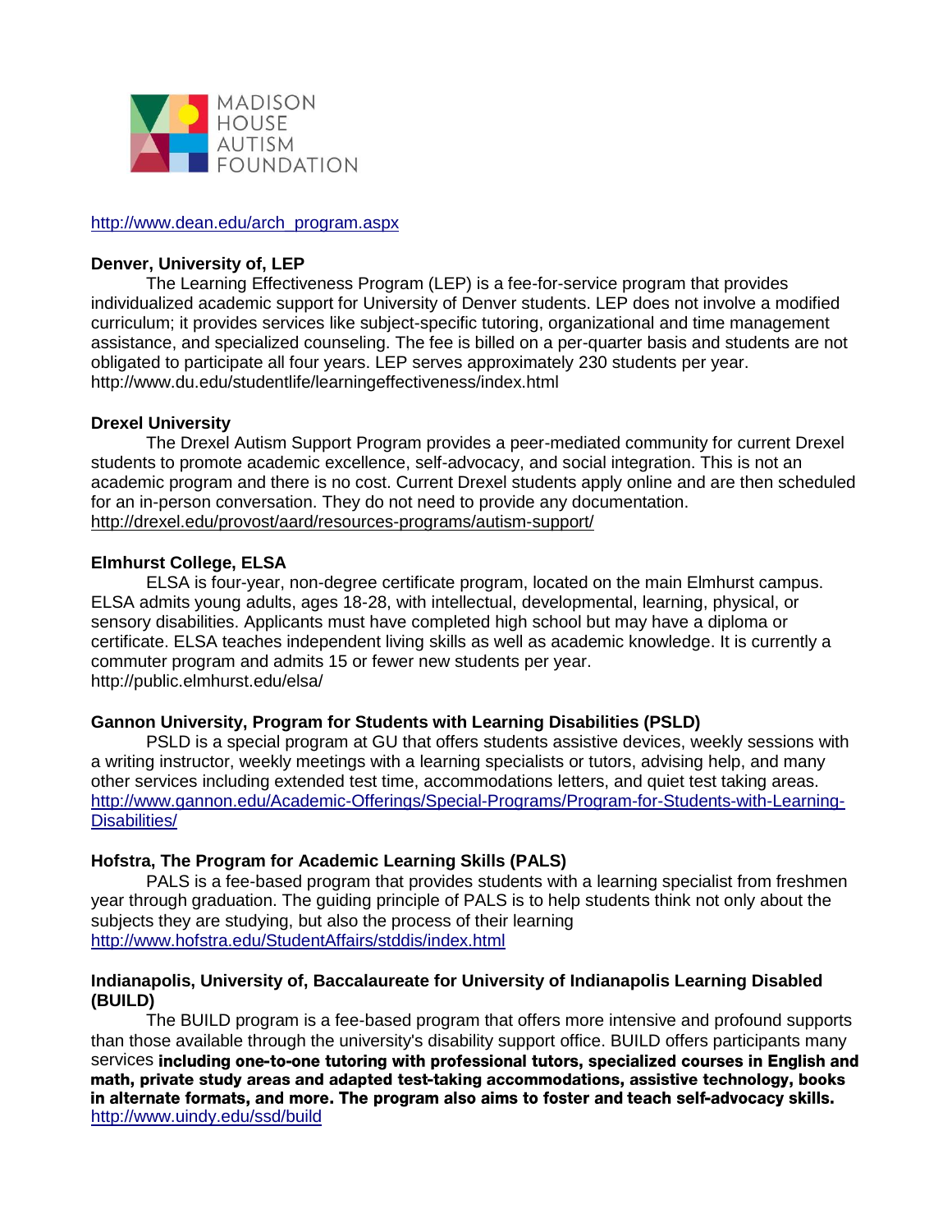http://www.dean.edu/arch_program.aspx

**Denver, University of, LEP**

The Learning Effectiveness Program (LEP) is a fee-for-service program that provides individualized academic support for University of Denver students. LEP does not involve a modified curriculum; it provides services like subject-specific tutoring, organizational and time management assistance, and specialized counseling. The fee is billed on a per-quarter basis and students are not obligated to participate all four years. LEP serves approximately 230 students per year. http://www.du.edu/studentlife/learningeffectiveness/index.html

**Drexel University**

The Drexel Autism Support Program provides a peer-mediated community for current Drexel students to promote academic excellence, self-advocacy, and social integration. This is not an academic program and there is no cost. Current Drexel students apply online and are then scheduled for an in-person conversation. They do not need to provide any documentation. http://drexel.edu/provost/aard/resources-programs/autism-support/

**Elmhurst College, ELSA**

ELSA is four-year, non-degree certificate program, located on the main Elmhurst campus. ELSA admits young adults, ages 18-28, with intellectual, developmental, learning, physical, or sensory disabilities. Applicants must have completed high school but may have a diploma or certificate. ELSA teaches independent living skills as well as academic knowledge. It is currently a commuter program and admits 15 or fewer new students per year. http://public.elmhurst.edu/elsa/

**Gannon University, Program for Students with Learning Disabilities (PSLD)**

PSLD is a special program at GU that offers students assistive devices, weekly sessions with a writing instructor, weekly meetings with a learning specialists or tutors, advising help, and many other services including extended test time, accommodations letters, and quiet test taking areas. http://www.gannon.edu/Academic-Offerings/Special-Programs/Program-for-Students-with-Learning-Disabilities/

**Hofstra, The Program for Academic Learning Skills (PALS)**

PALS is a fee-based program that provides students with a learning specialist from freshmen year through graduation. The guiding principle of PALS is to help students think not only about the subjects they are studying, but also the process of their learning http://www.hofstra.edu/StudentAffairs/stddis/index.html

**Indianapolis, University of, Baccalaureate for University of Indianapolis Learning Disabled (BUILD)**

The BUILD program is a fee-based program that offers more intensive and profound supports than those available through the university's disability support office. BUILD offers participants many services **including one-to-one tutoring with professional tutors, specialized courses in English and math, private study areas and adapted test-taking accommodations, assistive technology, books in alternate formats, and more. The program also aims to foster and teach self-advocacy skills.** http://www.uindy.edu/ssd/build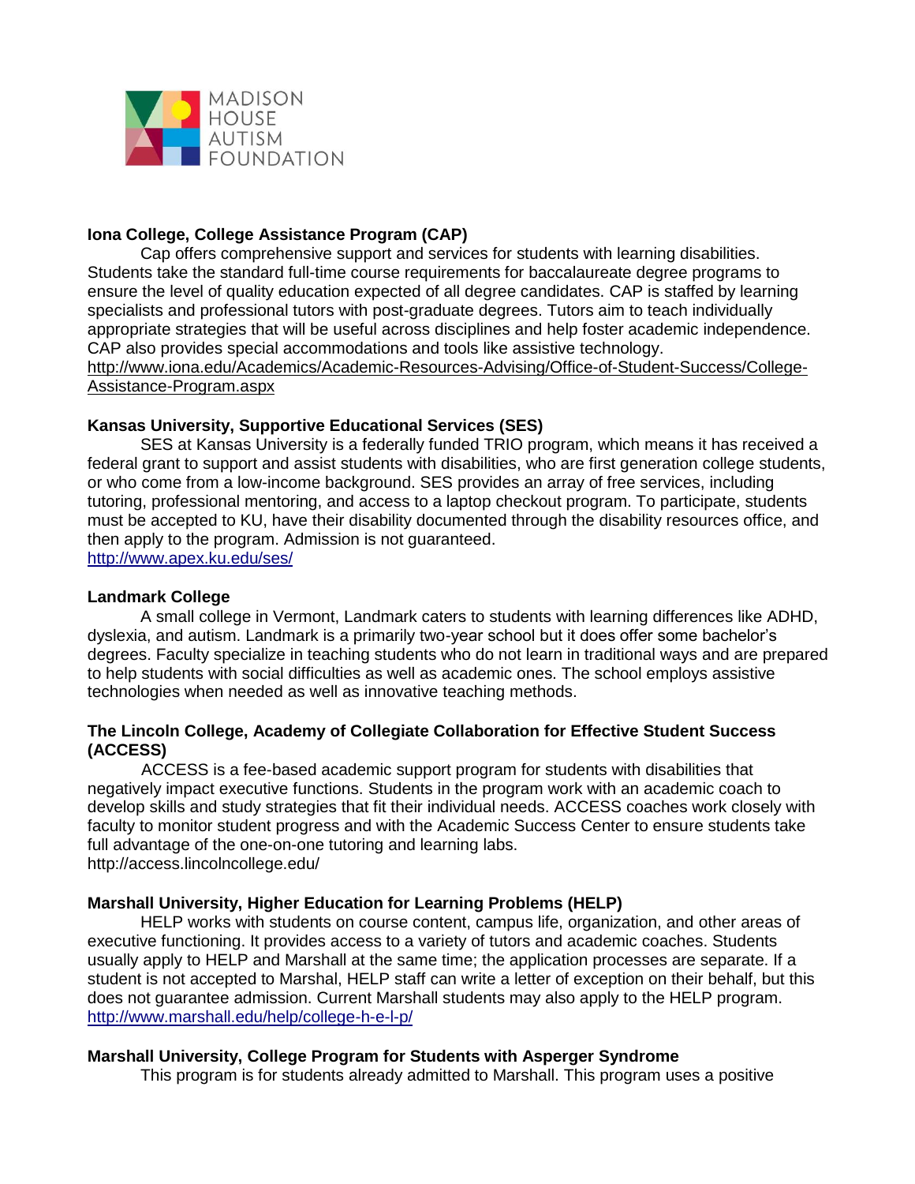**Iona College, College Assistance Program (CAP)**

Cap offers comprehensive support and services for students with learning disabilities. Students take the standard full-time course requirements for baccalaureate degree programs to ensure the level of quality education expected of all degree candidates. CAP is staffed by learning specialists and professional tutors with post-graduate degrees. Tutors aim to teach individually appropriate strategies that will be useful across disciplines and help foster academic independence. CAP also provides special accommodations and tools like assistive technology.
http://www.iona.edu/Academics/Academic-Resources-Advising/Office-of-Student-Success/College-Assistance-Program.aspx

**Kansas University, Supportive Educational Services (SES)**

SES at Kansas University is a federally funded TRIO program, which means it has received a federal grant to support and assist students with disabilities, who are first generation college students, or who come from a low-income background. SES provides an array of free services, including tutoring, professional mentoring, and access to a laptop checkout program. To participate, students must be accepted to KU, have their disability documented through the disability resources office, and then apply to the program. Admission is not guaranteed.
http://www.apex.ku.edu/ses/

**Landmark College**

A small college in Vermont, Landmark caters to students with learning differences like ADHD, dyslexia, and autism. Landmark is a primarily two-year school but it does offer some bachelor's degrees. Faculty specialize in teaching students who do not learn in traditional ways and are prepared to help students with social difficulties as well as academic ones. The school employs assistive technologies when needed as well as innovative teaching methods.

**The Lincoln College, Academy of Collegiate Collaboration for Effective Student Success (ACCESS)**

ACCESS is a fee-based academic support program for students with disabilities that negatively impact executive functions. Students in the program work with an academic coach to develop skills and study strategies that fit their individual needs. ACCESS coaches work closely with faculty to monitor student progress and with the Academic Success Center to ensure students take full advantage of the one-on-one tutoring and learning labs.
http://access.lincolncollege.edu/

**Marshall University, Higher Education for Learning Problems (HELP)**

HELP works with students on course content, campus life, organization, and other areas of executive functioning. It provides access to a variety of tutors and academic coaches. Students usually apply to HELP and Marshall at the same time; the application processes are separate. If a student is not accepted to Marshal, HELP staff can write a letter of exception on their behalf, but this does not guarantee admission. Current Marshall students may also apply to the HELP program.
http://www.marshall.edu/help/college-h-e-l-p/

**Marshall University, College Program for Students with Asperger Syndrome**

This program is for students already admitted to Marshall. This program uses a positive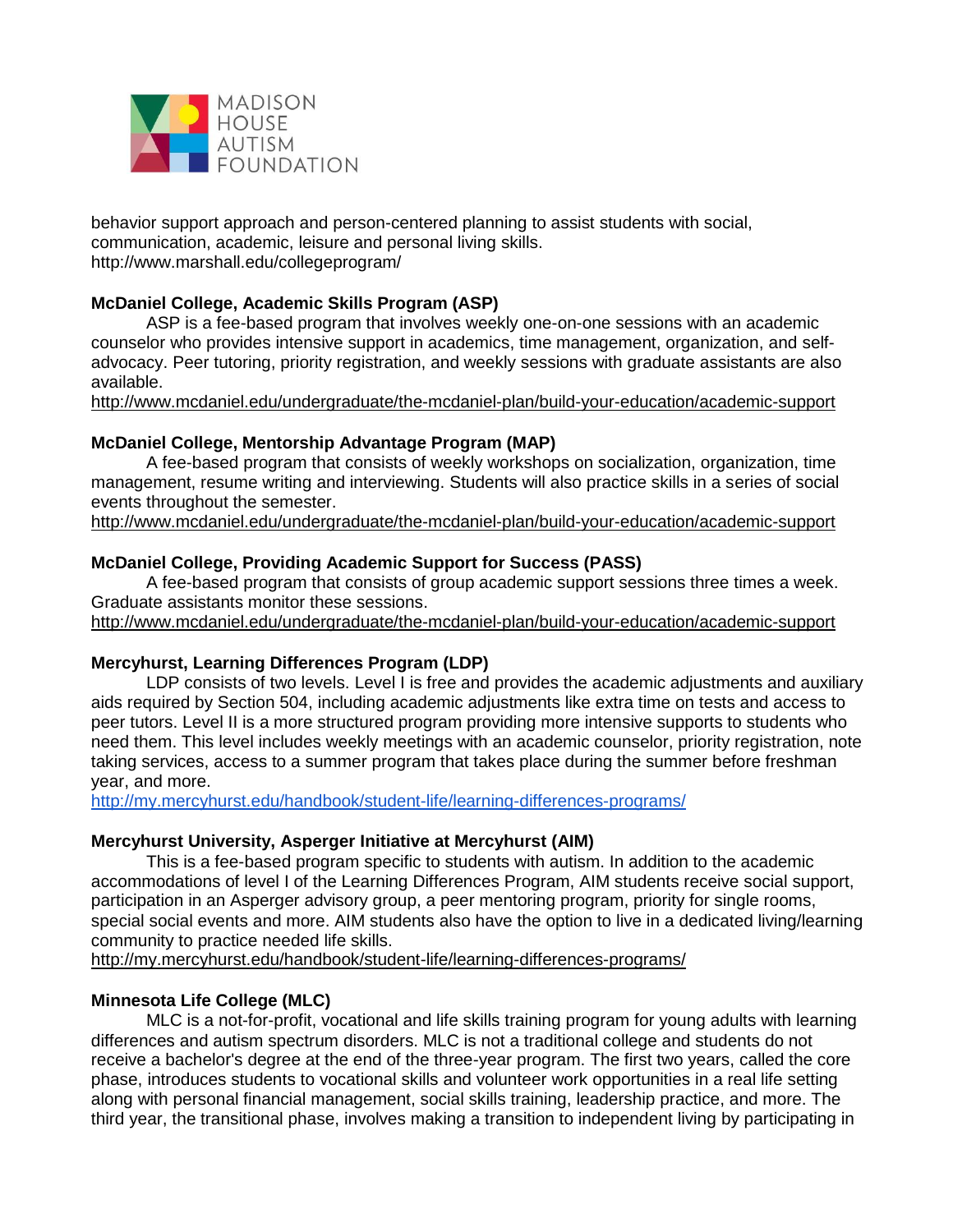behavior support approach and person-centered planning to assist students with social, communication, academic, leisure and personal living skills.
http://www.marshall.edu/collegeprogram/

**McDaniel College, Academic Skills Program (ASP)**

ASP is a fee-based program that involves weekly one-on-one sessions with an academic counselor who provides intensive support in academics, time management, organization, and self-advocacy. Peer tutoring, priority registration, and weekly sessions with graduate assistants are also available.
http://www.mcdaniel.edu/undergraduate/the-mcdaniel-plan/build-your-education/academic-support

**McDaniel College, Mentorship Advantage Program (MAP)**

A fee-based program that consists of weekly workshops on socialization, organization, time management, resume writing and interviewing. Students will also practice skills in a series of social events throughout the semester.
http://www.mcdaniel.edu/undergraduate/the-mcdaniel-plan/build-your-education/academic-support

**McDaniel College, Providing Academic Support for Success (PASS)**

A fee-based program that consists of group academic support sessions three times a week. Graduate assistants monitor these sessions.
http://www.mcdaniel.edu/undergraduate/the-mcdaniel-plan/build-your-education/academic-support

**Mercyhurst, Learning Differences Program (LDP)**

LDP consists of two levels. Level I is free and provides the academic adjustments and auxiliary aids required by Section 504, including academic adjustments like extra time on tests and access to peer tutors. Level II is a more structured program providing more intensive supports to students who need them. This level includes weekly meetings with an academic counselor, priority registration, note taking services, access to a summer program that takes place during the summer before freshman year, and more.
http://my.mercyhurst.edu/handbook/student-life/learning-differences-programs/

**Mercyhurst University, Asperger Initiative at Mercyhurst (AIM)**

This is a fee-based program specific to students with autism. In addition to the academic accommodations of level I of the Learning Differences Program, AIM students receive social support, participation in an Asperger advisory group, a peer mentoring program, priority for single rooms, special social events and more. AIM students also have the option to live in a dedicated living/learning community to practice needed life skills.
http://my.mercyhurst.edu/handbook/student-life/learning-differences-programs/

**Minnesota Life College (MLC)**

MLC is a not-for-profit, vocational and life skills training program for young adults with learning differences and autism spectrum disorders. MLC is not a traditional college and students do not receive a bachelor's degree at the end of the three-year program. The first two years, called the core phase, introduces students to vocational skills and volunteer work opportunities in a real life setting along with personal financial management, social skills training, leadership practice, and more. The third year, the transitional phase, involves making a transition to independent living by participating in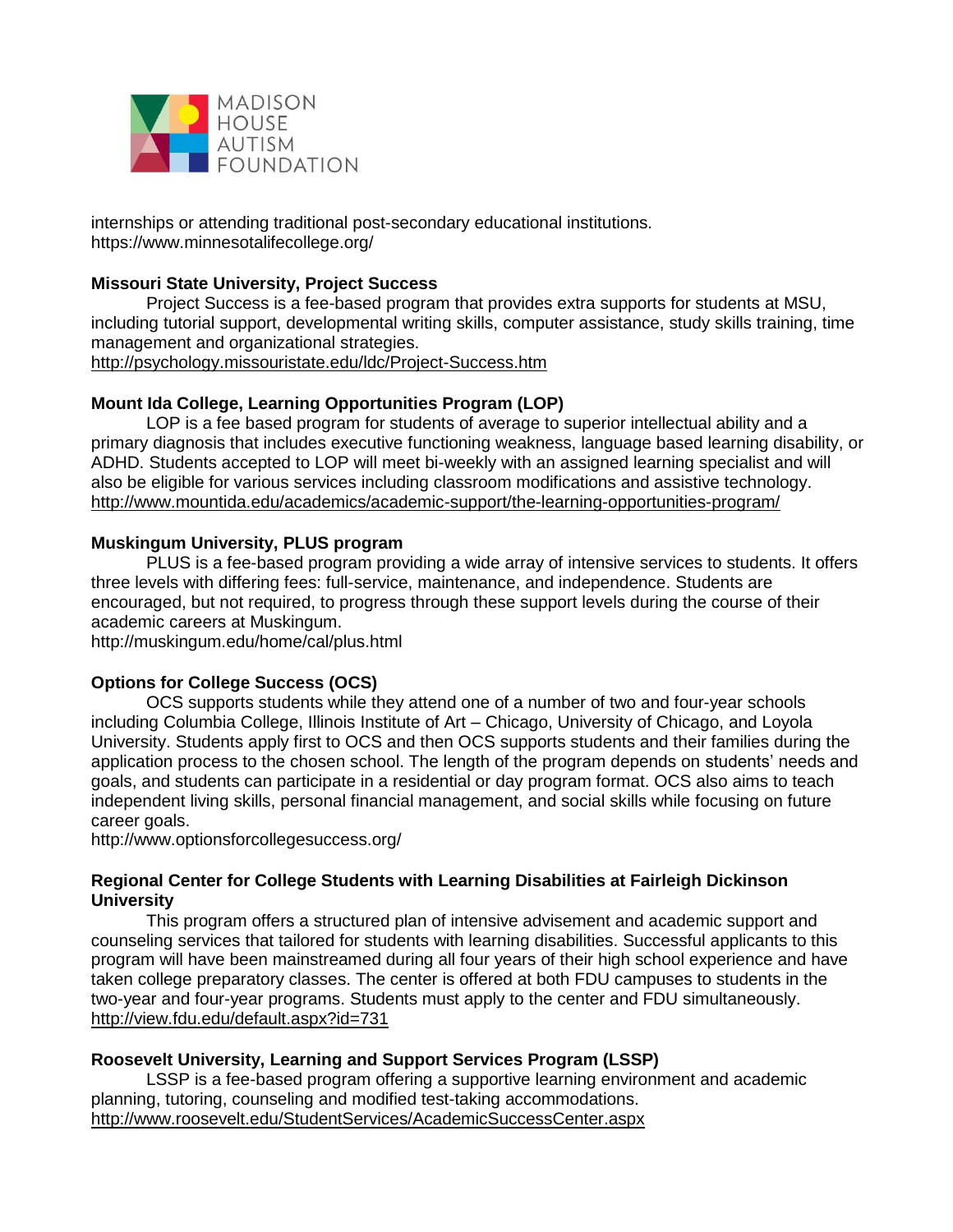internships or attending traditional post-secondary educational institutions.
https://www.minnesotalifecollege.org/

**Missouri State University, Project Success**

Project Success is a fee-based program that provides extra supports for students at MSU, including tutorial support, developmental writing skills, computer assistance, study skills training, time management and organizational strategies.
http://psychology.missouristate.edu/ldc/Project-Success.htm

**Mount Ida College, Learning Opportunities Program (LOP)**

LOP is a fee based program for students of average to superior intellectual ability and a primary diagnosis that includes executive functioning weakness, language based learning disability, or ADHD. Students accepted to LOP will meet bi-weekly with an assigned learning specialist and will also be eligible for various services including classroom modifications and assistive technology.
http://www.mountida.edu/academics/academic-support/the-learning-opportunities-program/

**Muskingum University, PLUS program**

PLUS is a fee-based program providing a wide array of intensive services to students. It offers three levels with differing fees: full-service, maintenance, and independence. Students are encouraged, but not required, to progress through these support levels during the course of their academic careers at Muskingum.
http://muskingum.edu/home/cal/plus.html

**Options for College Success (OCS)**

OCS supports students while they attend one of a number of two and four-year schools including Columbia College, Illinois Institute of Art – Chicago, University of Chicago, and Loyola University. Students apply first to OCS and then OCS supports students and their families during the application process to the chosen school. The length of the program depends on students' needs and goals, and students can participate in a residential or day program format. OCS also aims to teach independent living skills, personal financial management, and social skills while focusing on future career goals.
http://www.optionsforcollegesuccess.org/

**Regional Center for College Students with Learning Disabilities at Fairleigh Dickinson University**

This program offers a structured plan of intensive advisement and academic support and counseling services that tailored for students with learning disabilities. Successful applicants to this program will have been mainstreamed during all four years of their high school experience and have taken college preparatory classes. The center is offered at both FDU campuses to students in the two-year and four-year programs. Students must apply to the center and FDU simultaneously.
http://view.fdu.edu/default.aspx?id=731

**Roosevelt University, Learning and Support Services Program (LSSP)**

LSSP is a fee-based program offering a supportive learning environment and academic planning, tutoring, counseling and modified test-taking accommodations.
http://www.roosevelt.edu/StudentServices/AcademicSuccessCenter.aspx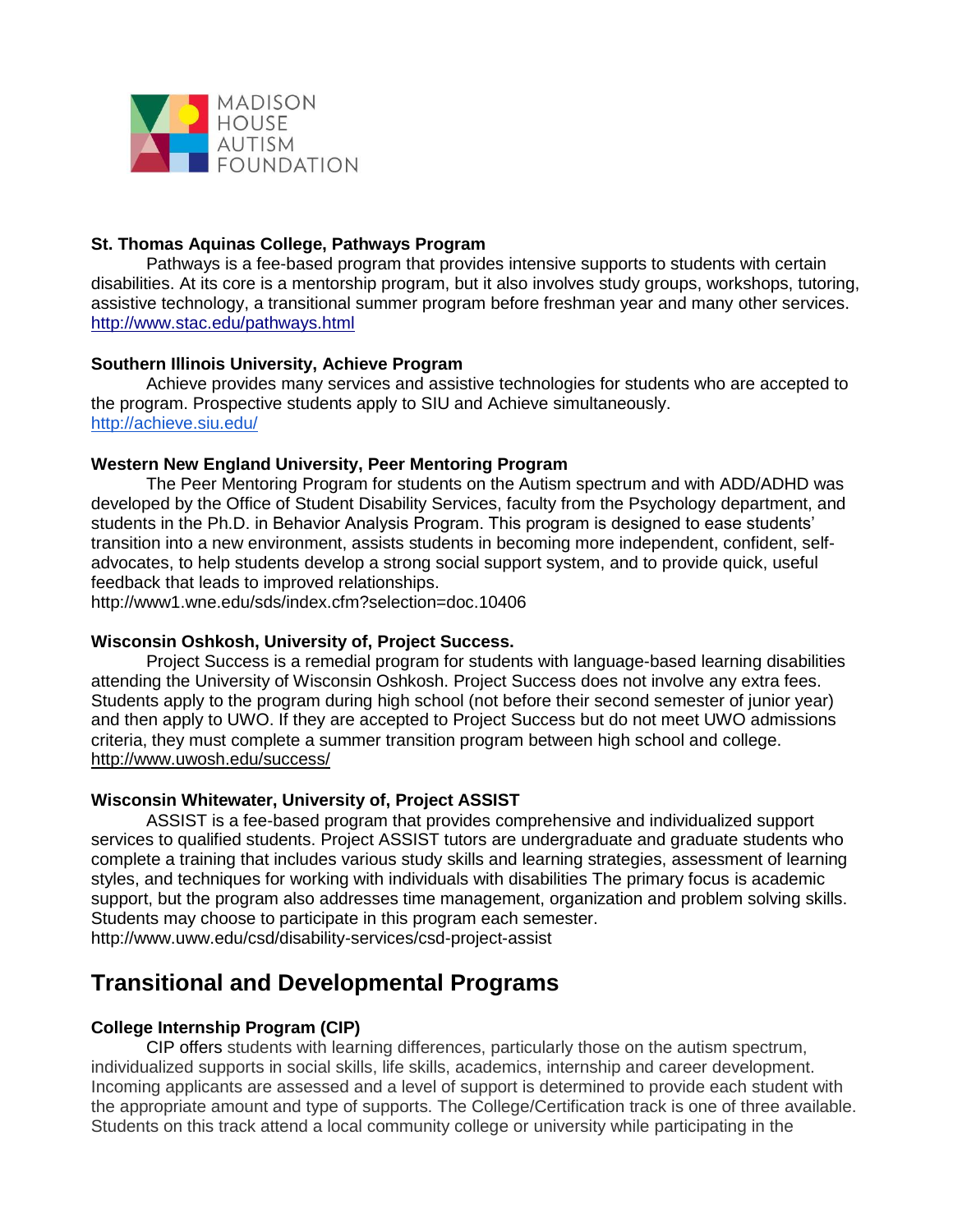### St. Thomas Aquinas College, Pathways Program

Pathways is a fee-based program that provides intensive supports to students with certain disabilities. At its core is a mentorship program, but it also involves study groups, workshops, tutoring, assistive technology, a transitional summer program before freshman year and many other services. http://www.stac.edu/pathways.html

### Southern Illinois University, Achieve Program

Achieve provides many services and assistive technologies for students who are accepted to the program. Prospective students apply to SIU and Achieve simultaneously. http://achieve.siu.edu/

### Western New England University, Peer Mentoring Program

The Peer Mentoring Program for students on the Autism spectrum and with ADD/ADHD was developed by the Office of Student Disability Services, faculty from the Psychology department, and students in the Ph.D. in Behavior Analysis Program. This program is designed to ease students' transition into a new environment, assists students in becoming more independent, confident, self-advocates, to help students develop a strong social support system, and to provide quick, useful feedback that leads to improved relationships.
http://www1.wne.edu/sds/index.cfm?selection=doc.10406

### Wisconsin Oshkosh, University of, Project Success.

Project Success is a remedial program for students with language-based learning disabilities attending the University of Wisconsin Oshkosh. Project Success does not involve any extra fees. Students apply to the program during high school (not before their second semester of junior year) and then apply to UWO. If they are accepted to Project Success but do not meet UWO admissions criteria, they must complete a summer transition program between high school and college. http://www.uwosh.edu/success/

### Wisconsin Whitewater, University of, Project ASSIST

ASSIST is a fee-based program that provides comprehensive and individualized support services to qualified students. Project ASSIST tutors are undergraduate and graduate students who complete a training that includes various study skills and learning strategies, assessment of learning styles, and techniques for working with individuals with disabilities The primary focus is academic support, but the program also addresses time management, organization and problem solving skills. Students may choose to participate in this program each semester.
http://www.uww.edu/csd/disability-services/csd-project-assist

## Transitional and Developmental Programs

### College Internship Program (CIP)

CIP offers students with learning differences, particularly those on the autism spectrum, individualized supports in social skills, life skills, academics, internship and career development. Incoming applicants are assessed and a level of support is determined to provide each student with the appropriate amount and type of supports. The College/Certification track is one of three available. Students on this track attend a local community college or university while participating in the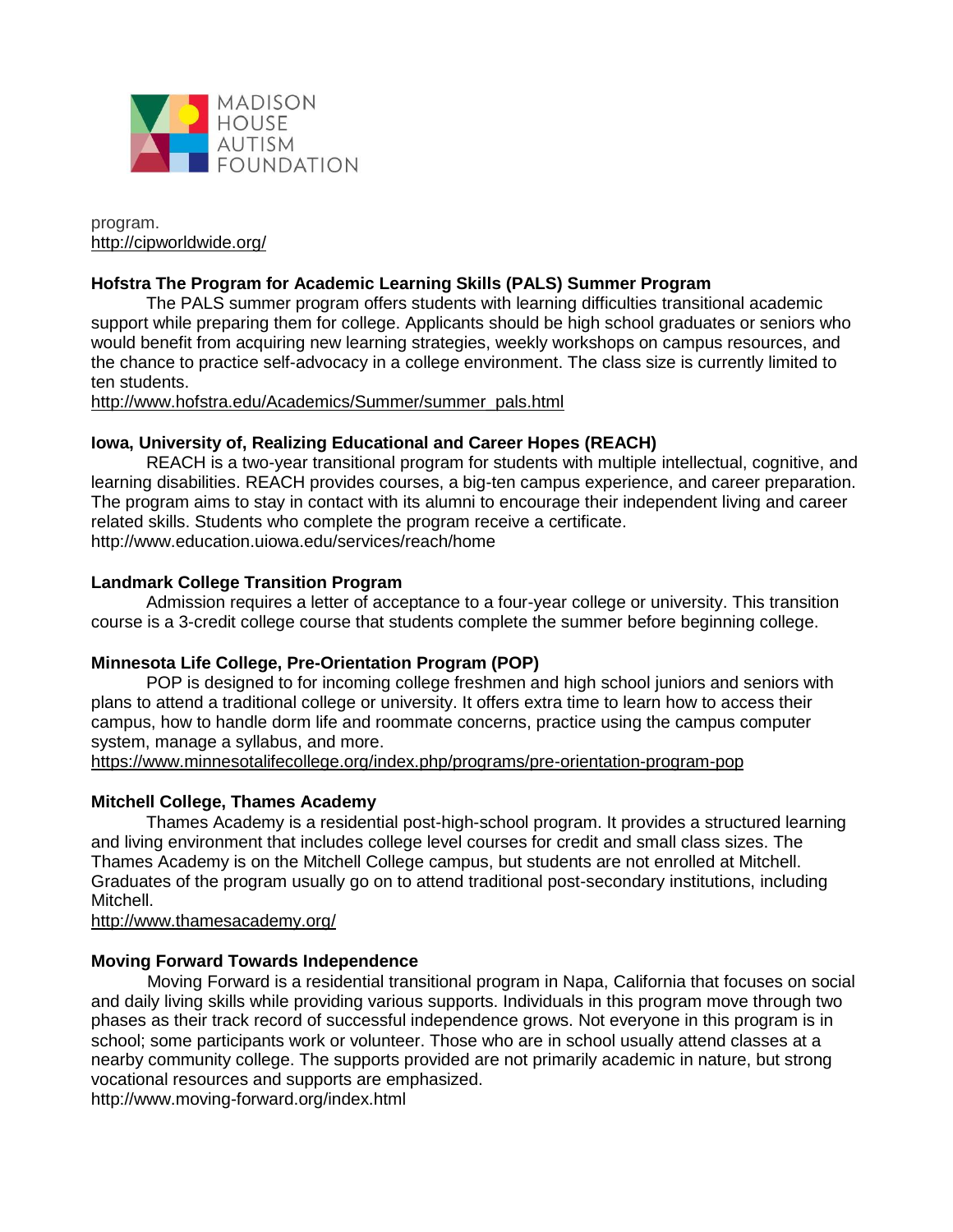program.
http://cipworldwide.org/

**Hofstra The Program for Academic Learning Skills (PALS) Summer Program**

The PALS summer program offers students with learning difficulties transitional academic support while preparing them for college. Applicants should be high school graduates or seniors who would benefit from acquiring new learning strategies, weekly workshops on campus resources, and the chance to practice self-advocacy in a college environment. The class size is currently limited to ten students.
http://www.hofstra.edu/Academics/Summer/summer_pals.html

**Iowa, University of, Realizing Educational and Career Hopes (REACH)**

REACH is a two-year transitional program for students with multiple intellectual, cognitive, and learning disabilities. REACH provides courses, a big-ten campus experience, and career preparation. The program aims to stay in contact with its alumni to encourage their independent living and career related skills. Students who complete the program receive a certificate.
http://www.education.uiowa.edu/services/reach/home

**Landmark College Transition Program**

Admission requires a letter of acceptance to a four-year college or university. This transition course is a 3-credit college course that students complete the summer before beginning college.

**Minnesota Life College, Pre-Orientation Program (POP)**

POP is designed to for incoming college freshmen and high school juniors and seniors with plans to attend a traditional college or university. It offers extra time to learn how to access their campus, how to handle dorm life and roommate concerns, practice using the campus computer system, manage a syllabus, and more.
https://www.minnesotalifecollege.org/index.php/programs/pre-orientation-program-pop

**Mitchell College, Thames Academy**

Thames Academy is a residential post-high-school program. It provides a structured learning and living environment that includes college level courses for credit and small class sizes. The Thames Academy is on the Mitchell College campus, but students are not enrolled at Mitchell. Graduates of the program usually go on to attend traditional post-secondary institutions, including Mitchell.
http://www.thamesacademy.org/

**Moving Forward Towards Independence**

Moving Forward is a residential transitional program in Napa, California that focuses on social and daily living skills while providing various supports. Individuals in this program move through two phases as their track record of successful independence grows. Not everyone in this program is in school; some participants work or volunteer. Those who are in school usually attend classes at a nearby community college. The supports provided are not primarily academic in nature, but strong vocational resources and supports are emphasized.
http://www.moving-forward.org/index.html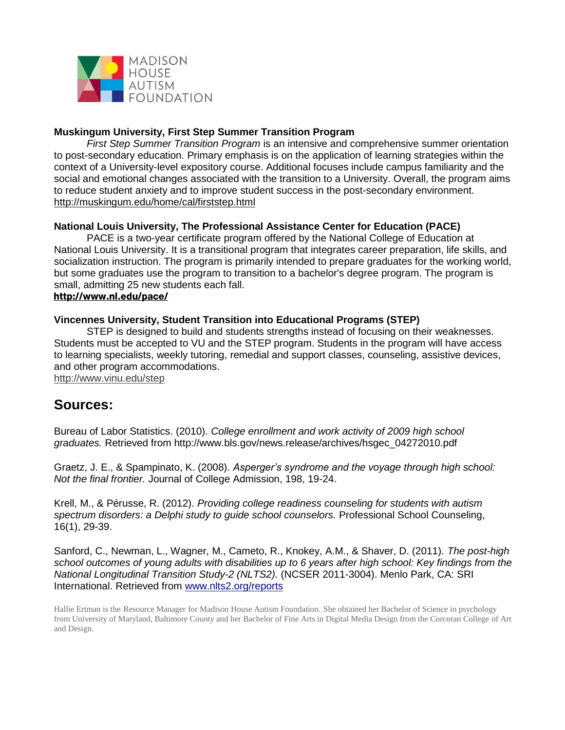MADISON HOUSE AUTISM FOUNDATION

**Muskingum University, First Step Summer Transition Program**

*First Step Summer Transition Program* is an intensive and comprehensive summer orientation to post-secondary education. Primary emphasis is on the application of learning strategies within the context of a University-level expository course. Additional focuses include campus familiarity and the social and emotional changes associated with the transition to a University. Overall, the program aims to reduce student anxiety and to improve student success in the post-secondary environment.
http://muskingum.edu/home/cal/firststep.html

**National Louis University, The Professional Assistance Center for Education (PACE)**

PACE is a two-year certificate program offered by the National College of Education at National Louis University. It is a transitional program that integrates career preparation, life skills, and socialization instruction. The program is primarily intended to prepare graduates for the working world, but some graduates use the program to transition to a bachelor's degree program. The program is small, admitting 25 new students each fall.
**http://www.nl.edu/pace/**

**Vincennes University, Student Transition into Educational Programs (STEP)**

STEP is designed to build and students strengths instead of focusing on their weaknesses. Students must be accepted to VU and the STEP program. Students in the program will have access to learning specialists, weekly tutoring, remedial and support classes, counseling, assistive devices, and other program accommodations.
http://www.vinu.edu/step

## Sources:

Bureau of Labor Statistics. (2010). *College enrollment and work activity of 2009 high school graduates.* Retrieved from http://www.bls.gov/news.release/archives/hsgec_04272010.pdf

Graetz, J. E., & Spampinato, K. (2008). *Asperger's syndrome and the voyage through high school: Not the final frontier.* Journal of College Admission, 198, 19-24.

Krell, M., & Pérusse, R. (2012). *Providing college readiness counseling for students with autism spectrum disorders: a Delphi study to guide school counselors.* Professional School Counseling, 16(1), 29-39.

Sanford, C., Newman, L., Wagner, M., Cameto, R., Knokey, A.M., & Shaver, D. (2011). *The post-high school outcomes of young adults with disabilities up to 6 years after high school: Key findings from the National Longitudinal Transition Study-2 (NLTS2).* (NCSER 2011-3004). Menlo Park, CA: SRI International. Retrieved from www.nlts2.org/reports

Hallie Ertman is the Resource Manager for Madison House Autism Foundation. She obtained her Bachelor of Science in psychology from University of Maryland, Baltimore County and her Bachelor of Fine Arts in Digital Media Design from the Corcoran College of Art and Design.